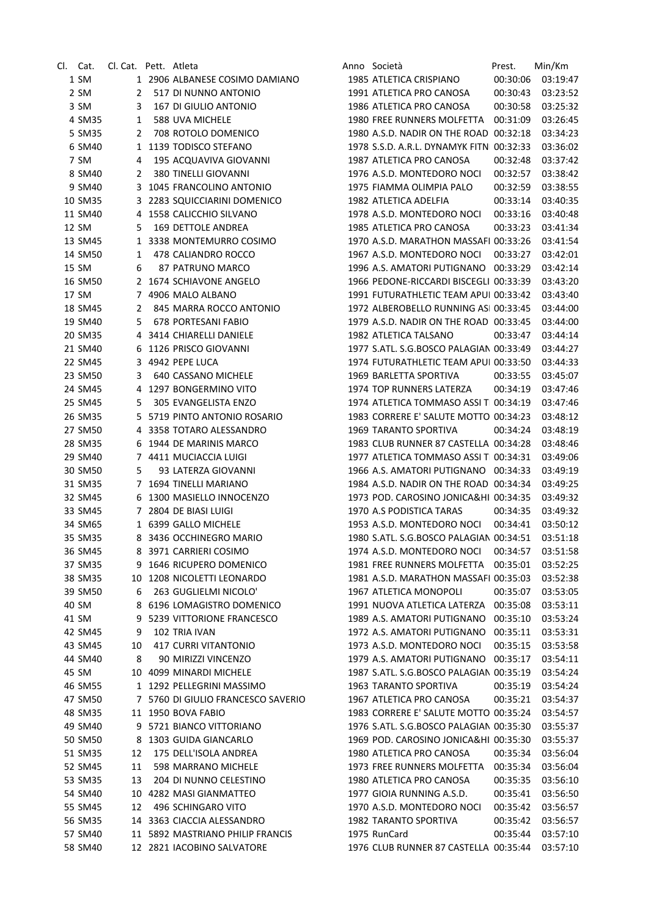| Cl. | Cat. | Cl. Cat. | Pett. | Atleta | Anno | Società | Prest. | Min/Km |
|---|---|---|---|---|---|---|---|---|
| 1 | SM | 1 | 2906 | ALBANESE COSIMO DAMIANO | 1985 | ATLETICA CRISPIANO | 00:30:06 | 03:19:47 |
| 2 | SM | 2 | 517 | DI NUNNO ANTONIO | 1991 | ATLETICA PRO CANOSA | 00:30:43 | 03:23:52 |
| 3 | SM | 3 | 167 | DI GIULIO ANTONIO | 1986 | ATLETICA PRO CANOSA | 00:30:58 | 03:25:32 |
| 4 | SM35 | 1 | 588 | UVA MICHELE | 1980 | FREE RUNNERS MOLFETTA | 00:31:09 | 03:26:45 |
| 5 | SM35 | 2 | 708 | ROTOLO DOMENICO | 1980 | A.S.D. NADIR ON THE ROAD | 00:32:18 | 03:34:23 |
| 6 | SM40 | 1 | 1139 | TODISCO STEFANO | 1978 | S.S.D. A.R.L. DYNAMYK FITN | 00:32:33 | 03:36:02 |
| 7 | SM | 4 | 195 | ACQUAVIVA GIOVANNI | 1987 | ATLETICA PRO CANOSA | 00:32:48 | 03:37:42 |
| 8 | SM40 | 2 | 380 | TINELLI GIOVANNI | 1976 | A.S.D. MONTEDORO NOCI | 00:32:57 | 03:38:42 |
| 9 | SM40 | 3 | 1045 | FRANCOLINO ANTONIO | 1975 | FIAMMA OLIMPIA PALO | 00:32:59 | 03:38:55 |
| 10 | SM35 | 3 | 2283 | SQUICCIARINI DOMENICO | 1982 | ATLETICA ADELFIA | 00:33:14 | 03:40:35 |
| 11 | SM40 | 4 | 1558 | CALICCHIO SILVANO | 1978 | A.S.D. MONTEDORO NOCI | 00:33:16 | 03:40:48 |
| 12 | SM | 5 | 169 | DETTOLE ANDREA | 1985 | ATLETICA PRO CANOSA | 00:33:23 | 03:41:34 |
| 13 | SM45 | 1 | 3338 | MONTEMURRO COSIMO | 1970 | A.S.D. MARATHON MASSAFI | 00:33:26 | 03:41:54 |
| 14 | SM50 | 1 | 478 | CALIANDRO ROCCO | 1967 | A.S.D. MONTEDORO NOCI | 00:33:27 | 03:42:01 |
| 15 | SM | 6 | 87 | PATRUNO MARCO | 1996 | A.S. AMATORI PUTIGNANO | 00:33:29 | 03:42:14 |
| 16 | SM50 | 2 | 1674 | SCHIAVONE ANGELO | 1966 | PEDONE-RICCARDI BISCEGLI | 00:33:39 | 03:43:20 |
| 17 | SM | 7 | 4906 | MALO ALBANO | 1991 | FUTURATHLETIC TEAM APUI | 00:33:42 | 03:43:40 |
| 18 | SM45 | 2 | 845 | MARRA ROCCO ANTONIO | 1972 | ALBEROBELLO RUNNING ASI | 00:33:45 | 03:44:00 |
| 19 | SM40 | 5 | 678 | PORTESANI FABIO | 1979 | A.S.D. NADIR ON THE ROAD | 00:33:45 | 03:44:00 |
| 20 | SM35 | 4 | 3414 | CHIARELLI DANIELE | 1982 | ATLETICA TALSANO | 00:33:47 | 03:44:14 |
| 21 | SM40 | 6 | 1126 | PRISCO GIOVANNI | 1977 | S.ATL. S.G.BOSCO PALAGIAN | 00:33:49 | 03:44:27 |
| 22 | SM45 | 3 | 4942 | PEPE LUCA | 1974 | FUTURATHLETIC TEAM APUI | 00:33:50 | 03:44:33 |
| 23 | SM50 | 3 | 640 | CASSANO MICHELE | 1969 | BARLETTA SPORTIVA | 00:33:55 | 03:45:07 |
| 24 | SM45 | 4 | 1297 | BONGERMINO VITO | 1974 | TOP RUNNERS LATERZA | 00:34:19 | 03:47:46 |
| 25 | SM45 | 5 | 305 | EVANGELISTA ENZO | 1974 | ATLETICA TOMMASO ASSI T | 00:34:19 | 03:47:46 |
| 26 | SM35 | 5 | 5719 | PINTO ANTONIO ROSARIO | 1983 | CORRERE E' SALUTE MOTTO | 00:34:23 | 03:48:12 |
| 27 | SM50 | 4 | 3358 | TOTARO ALESSANDRO | 1969 | TARANTO SPORTIVA | 00:34:24 | 03:48:19 |
| 28 | SM35 | 6 | 1944 | DE MARINIS MARCO | 1983 | CLUB RUNNER 87 CASTELLA | 00:34:28 | 03:48:46 |
| 29 | SM40 | 7 | 4411 | MUCIACCIA LUIGI | 1977 | ATLETICA TOMMASO ASSI T | 00:34:31 | 03:49:06 |
| 30 | SM50 | 5 | 93 | LATERZA GIOVANNI | 1966 | A.S. AMATORI PUTIGNANO | 00:34:33 | 03:49:19 |
| 31 | SM35 | 7 | 1694 | TINELLI MARIANO | 1984 | A.S.D. NADIR ON THE ROAD | 00:34:34 | 03:49:25 |
| 32 | SM45 | 6 | 1300 | MASIELLO INNOCENZO | 1973 | POD. CAROSINO JONICA&HI | 00:34:35 | 03:49:32 |
| 33 | SM45 | 7 | 2804 | DE BIASI LUIGI | 1970 | A.S PODISTICA TARAS | 00:34:35 | 03:49:32 |
| 34 | SM65 | 1 | 6399 | GALLO MICHELE | 1953 | A.S.D. MONTEDORO NOCI | 00:34:41 | 03:50:12 |
| 35 | SM35 | 8 | 3436 | OCCHINEGRO MARIO | 1980 | S.ATL. S.G.BOSCO PALAGIAN | 00:34:51 | 03:51:18 |
| 36 | SM45 | 8 | 3971 | CARRIERI COSIMO | 1974 | A.S.D. MONTEDORO NOCI | 00:34:57 | 03:51:58 |
| 37 | SM35 | 9 | 1646 | RICUPERO DOMENICO | 1981 | FREE RUNNERS MOLFETTA | 00:35:01 | 03:52:25 |
| 38 | SM35 | 10 | 1208 | NICOLETTI LEONARDO | 1981 | A.S.D. MARATHON MASSAFI | 00:35:03 | 03:52:38 |
| 39 | SM50 | 6 | 263 | GUGLIELMI NICOLO' | 1967 | ATLETICA MONOPOLI | 00:35:07 | 03:53:05 |
| 40 | SM | 8 | 6196 | LOMAGISTRO DOMENICO | 1991 | NUOVA ATLETICA LATERZA | 00:35:08 | 03:53:11 |
| 41 | SM | 9 | 5239 | VITTORIONE FRANCESCO | 1989 | A.S. AMATORI PUTIGNANO | 00:35:10 | 03:53:24 |
| 42 | SM45 | 9 | 102 | TRIA IVAN | 1972 | A.S. AMATORI PUTIGNANO | 00:35:11 | 03:53:31 |
| 43 | SM45 | 10 | 417 | CURRI VITANTONIO | 1973 | A.S.D. MONTEDORO NOCI | 00:35:15 | 03:53:58 |
| 44 | SM40 | 8 | 90 | MIRIZZI VINCENZO | 1979 | A.S. AMATORI PUTIGNANO | 00:35:17 | 03:54:11 |
| 45 | SM | 10 | 4099 | MINARDI MICHELE | 1987 | S.ATL. S.G.BOSCO PALAGIAN | 00:35:19 | 03:54:24 |
| 46 | SM55 | 1 | 1292 | PELLEGRINI MASSIMO | 1963 | TARANTO SPORTIVA | 00:35:19 | 03:54:24 |
| 47 | SM50 | 7 | 5760 | DI GIULIO FRANCESCO SAVERIO | 1967 | ATLETICA PRO CANOSA | 00:35:21 | 03:54:37 |
| 48 | SM35 | 11 | 1950 | BOVA FABIO | 1983 | CORRERE E' SALUTE MOTTO | 00:35:24 | 03:54:57 |
| 49 | SM40 | 9 | 5721 | BIANCO VITTORIANO | 1976 | S.ATL. S.G.BOSCO PALAGIAN | 00:35:30 | 03:55:37 |
| 50 | SM50 | 8 | 1303 | GUIDA GIANCARLO | 1969 | POD. CAROSINO JONICA&HI | 00:35:30 | 03:55:37 |
| 51 | SM35 | 12 | 175 | DELL'ISOLA ANDREA | 1980 | ATLETICA PRO CANOSA | 00:35:34 | 03:56:04 |
| 52 | SM45 | 11 | 598 | MARRANO MICHELE | 1973 | FREE RUNNERS MOLFETTA | 00:35:34 | 03:56:04 |
| 53 | SM35 | 13 | 204 | DI NUNNO CELESTINO | 1980 | ATLETICA PRO CANOSA | 00:35:35 | 03:56:10 |
| 54 | SM40 | 10 | 4282 | MASI GIANMATTEO | 1977 | GIOIA RUNNING A.S.D. | 00:35:41 | 03:56:50 |
| 55 | SM45 | 12 | 496 | SCHINGARO VITO | 1970 | A.S.D. MONTEDORO NOCI | 00:35:42 | 03:56:57 |
| 56 | SM35 | 14 | 3363 | CIACCIA ALESSANDRO | 1982 | TARANTO SPORTIVA | 00:35:42 | 03:56:57 |
| 57 | SM40 | 11 | 5892 | MASTRIANO PHILIP FRANCIS | 1975 | RunCard | 00:35:44 | 03:57:10 |
| 58 | SM40 | 12 | 2821 | IACOBINO SALVATORE | 1976 | CLUB RUNNER 87 CASTELLA | 00:35:44 | 03:57:10 |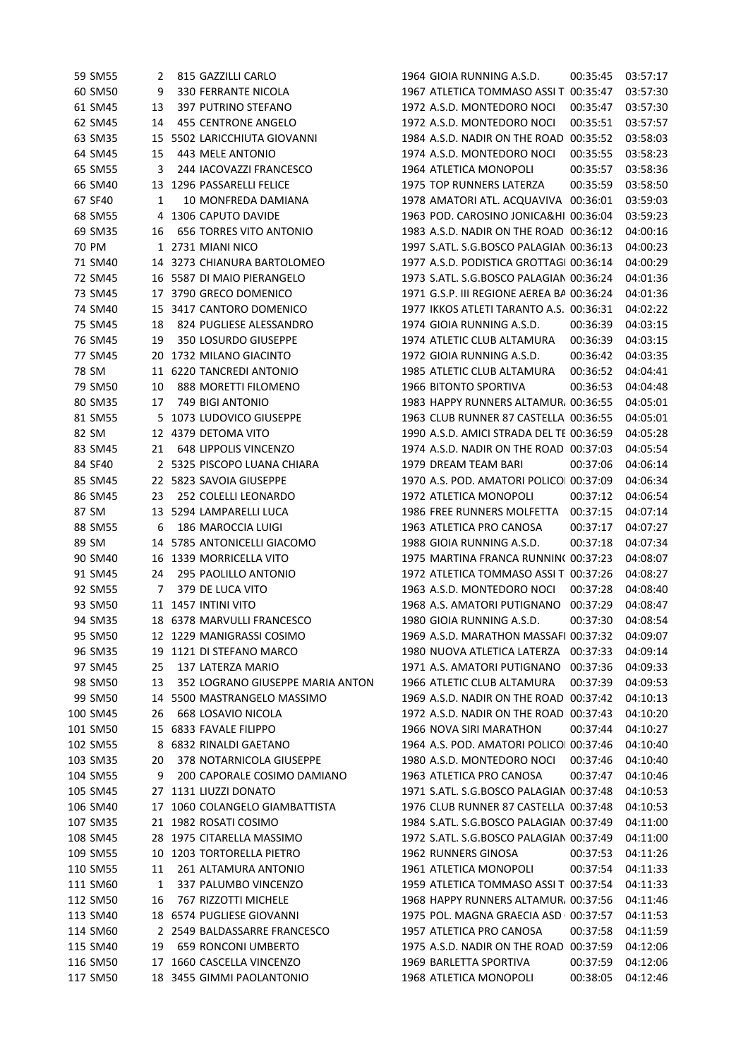| | | | | | | | | |
|---|---|---|---|---|---|---|---|---|
| 59 | SM55 | 2 | 815 | GAZZILLI CARLO | 1964 | GIOIA RUNNING A.S.D. | 00:35:45 | 03:57:17 |
| 60 | SM50 | 9 | 330 | FERRANTE NICOLA | 1967 | ATLETICA TOMMASO ASSI T | 00:35:47 | 03:57:30 |
| 61 | SM45 | 13 | 397 | PUTRINO STEFANO | 1972 | A.S.D. MONTEDORO NOCI | 00:35:47 | 03:57:30 |
| 62 | SM45 | 14 | 455 | CENTRONE ANGELO | 1972 | A.S.D. MONTEDORO NOCI | 00:35:51 | 03:57:57 |
| 63 | SM35 | 15 | 5502 | LARICCHIUTA GIOVANNI | 1984 | A.S.D. NADIR ON THE ROAD | 00:35:52 | 03:58:03 |
| 64 | SM45 | 15 | 443 | MELE ANTONIO | 1974 | A.S.D. MONTEDORO NOCI | 00:35:55 | 03:58:23 |
| 65 | SM55 | 3 | 244 | IACOVAZZI FRANCESCO | 1964 | ATLETICA MONOPOLI | 00:35:57 | 03:58:36 |
| 66 | SM40 | 13 | 1296 | PASSARELLI FELICE | 1975 | TOP RUNNERS LATERZA | 00:35:59 | 03:58:50 |
| 67 | SF40 | 1 | 10 | MONFREDA DAMIANA | 1978 | AMATORI ATL. ACQUAVIVA | 00:36:01 | 03:59:03 |
| 68 | SM55 | 4 | 1306 | CAPUTO DAVIDE | 1963 | POD. CAROSINO JONICA&HI | 00:36:04 | 03:59:23 |
| 69 | SM35 | 16 | 656 | TORRES VITO ANTONIO | 1983 | A.S.D. NADIR ON THE ROAD | 00:36:12 | 04:00:16 |
| 70 | PM | 1 | 2731 | MIANI NICO | 1997 | S.ATL. S.G.BOSCO PALAGIAN | 00:36:13 | 04:00:23 |
| 71 | SM40 | 14 | 3273 | CHIANURA BARTOLOMEO | 1977 | A.S.D. PODISTICA GROTTAGI | 00:36:14 | 04:00:29 |
| 72 | SM45 | 16 | 5587 | DI MAIO PIERANGELO | 1973 | S.ATL. S.G.BOSCO PALAGIAN | 00:36:24 | 04:01:36 |
| 73 | SM45 | 17 | 3790 | GRECO DOMENICO | 1971 | G.S.P. III REGIONE AEREA BA | 00:36:24 | 04:01:36 |
| 74 | SM40 | 15 | 3417 | CANTORO DOMENICO | 1977 | IKKOS ATLETI TARANTO A.S. | 00:36:31 | 04:02:22 |
| 75 | SM45 | 18 | 824 | PUGLIESE ALESSANDRO | 1974 | GIOIA RUNNING A.S.D. | 00:36:39 | 04:03:15 |
| 76 | SM45 | 19 | 350 | LOSURDO GIUSEPPE | 1974 | ATLETIC CLUB ALTAMURA | 00:36:39 | 04:03:15 |
| 77 | SM45 | 20 | 1732 | MILANO GIACINTO | 1972 | GIOIA RUNNING A.S.D. | 00:36:42 | 04:03:35 |
| 78 | SM | 11 | 6220 | TANCREDI ANTONIO | 1985 | ATLETIC CLUB ALTAMURA | 00:36:52 | 04:04:41 |
| 79 | SM50 | 10 | 888 | MORETTI FILOMENO | 1966 | BITONTO SPORTIVA | 00:36:53 | 04:04:48 |
| 80 | SM35 | 17 | 749 | BIGI ANTONIO | 1983 | HAPPY RUNNERS ALTAMUR | 00:36:55 | 04:05:01 |
| 81 | SM55 | 5 | 1073 | LUDOVICO GIUSEPPE | 1963 | CLUB RUNNER 87 CASTELLA | 00:36:55 | 04:05:01 |
| 82 | SM | 12 | 4379 | DETOMA VITO | 1990 | A.S.D. AMICI STRADA DEL TE | 00:36:59 | 04:05:28 |
| 83 | SM45 | 21 | 648 | LIPPOLIS VINCENZO | 1974 | A.S.D. NADIR ON THE ROAD | 00:37:03 | 04:05:54 |
| 84 | SF40 | 2 | 5325 | PISCOPO LUANA CHIARA | 1979 | DREAM TEAM BARI | 00:37:06 | 04:06:14 |
| 85 | SM45 | 22 | 5823 | SAVOIA GIUSEPPE | 1970 | A.S. POD. AMATORI POLICO | 00:37:09 | 04:06:34 |
| 86 | SM45 | 23 | 252 | COLELLI LEONARDO | 1972 | ATLETICA MONOPOLI | 00:37:12 | 04:06:54 |
| 87 | SM | 13 | 5294 | LAMPARELLI LUCA | 1986 | FREE RUNNERS MOLFETTA | 00:37:15 | 04:07:14 |
| 88 | SM55 | 6 | 186 | MAROCCIA LUIGI | 1963 | ATLETICA PRO CANOSA | 00:37:17 | 04:07:27 |
| 89 | SM | 14 | 5785 | ANTONICELLI GIACOMO | 1988 | GIOIA RUNNING A.S.D. | 00:37:18 | 04:07:34 |
| 90 | SM40 | 16 | 1339 | MORRICELLA VITO | 1975 | MARTINA FRANCA RUNNIN | 00:37:23 | 04:08:07 |
| 91 | SM45 | 24 | 295 | PAOLILLO ANTONIO | 1972 | ATLETICA TOMMASO ASSI T | 00:37:26 | 04:08:27 |
| 92 | SM55 | 7 | 379 | DE LUCA VITO | 1963 | A.S.D. MONTEDORO NOCI | 00:37:28 | 04:08:40 |
| 93 | SM50 | 11 | 1457 | INTINI VITO | 1968 | A.S. AMATORI PUTIGNANO | 00:37:29 | 04:08:47 |
| 94 | SM35 | 18 | 6378 | MARVULLI FRANCESCO | 1980 | GIOIA RUNNING A.S.D. | 00:37:30 | 04:08:54 |
| 95 | SM50 | 12 | 1229 | MANIGRASSI COSIMO | 1969 | A.S.D. MARATHON MASSAFI | 00:37:32 | 04:09:07 |
| 96 | SM35 | 19 | 1121 | DI STEFANO MARCO | 1980 | NUOVA ATLETICA LATERZA | 00:37:33 | 04:09:14 |
| 97 | SM45 | 25 | 137 | LATERZA MARIO | 1971 | A.S. AMATORI PUTIGNANO | 00:37:36 | 04:09:33 |
| 98 | SM50 | 13 | 352 | LOGRANO GIUSEPPE MARIA ANTON | 1966 | ATLETIC CLUB ALTAMURA | 00:37:39 | 04:09:53 |
| 99 | SM50 | 14 | 5500 | MASTRANGELO MASSIMO | 1969 | A.S.D. NADIR ON THE ROAD | 00:37:42 | 04:10:13 |
| 100 | SM45 | 26 | 668 | LOSAVIO NICOLA | 1972 | A.S.D. NADIR ON THE ROAD | 00:37:43 | 04:10:20 |
| 101 | SM50 | 15 | 6833 | FAVALE FILIPPO | 1966 | NOVA SIRI MARATHON | 00:37:44 | 04:10:27 |
| 102 | SM55 | 8 | 6832 | RINALDI GAETANO | 1964 | A.S. POD. AMATORI POLICO | 00:37:46 | 04:10:40 |
| 103 | SM35 | 20 | 378 | NOTARNICOLA GIUSEPPE | 1980 | A.S.D. MONTEDORO NOCI | 00:37:46 | 04:10:40 |
| 104 | SM55 | 9 | 200 | CAPORALE COSIMO DAMIANO | 1963 | ATLETICA PRO CANOSA | 00:37:47 | 04:10:46 |
| 105 | SM45 | 27 | 1131 | LIUZZI DONATO | 1971 | S.ATL. S.G.BOSCO PALAGIAN | 00:37:48 | 04:10:53 |
| 106 | SM40 | 17 | 1060 | COLANGELO GIAMBATTISTA | 1976 | CLUB RUNNER 87 CASTELLA | 00:37:48 | 04:10:53 |
| 107 | SM35 | 21 | 1982 | ROSATI COSIMO | 1984 | S.ATL. S.G.BOSCO PALAGIAN | 00:37:49 | 04:11:00 |
| 108 | SM45 | 28 | 1975 | CITARELLA MASSIMO | 1972 | S.ATL. S.G.BOSCO PALAGIAN | 00:37:49 | 04:11:00 |
| 109 | SM55 | 10 | 1203 | TORTORELLA PIETRO | 1962 | RUNNERS GINOSA | 00:37:53 | 04:11:26 |
| 110 | SM55 | 11 | 261 | ALTAMURA ANTONIO | 1961 | ATLETICA MONOPOLI | 00:37:54 | 04:11:33 |
| 111 | SM60 | 1 | 337 | PALUMBO VINCENZO | 1959 | ATLETICA TOMMASO ASSI T | 00:37:54 | 04:11:33 |
| 112 | SM50 | 16 | 767 | RIZZOTTI MICHELE | 1968 | HAPPY RUNNERS ALTAMUR | 00:37:56 | 04:11:46 |
| 113 | SM40 | 18 | 6574 | PUGLIESE GIOVANNI | 1975 | POL. MAGNA GRAECIA ASD | 00:37:57 | 04:11:53 |
| 114 | SM60 | 2 | 2549 | BALDASSARRE FRANCESCO | 1957 | ATLETICA PRO CANOSA | 00:37:58 | 04:11:59 |
| 115 | SM40 | 19 | 659 | RONCONI UMBERTO | 1975 | A.S.D. NADIR ON THE ROAD | 00:37:59 | 04:12:06 |
| 116 | SM50 | 17 | 1660 | CASCELLA VINCENZO | 1969 | BARLETTA SPORTIVA | 00:37:59 | 04:12:06 |
| 117 | SM50 | 18 | 3455 | GIMMI PAOLANTONIO | 1968 | ATLETICA MONOPOLI | 00:38:05 | 04:12:46 |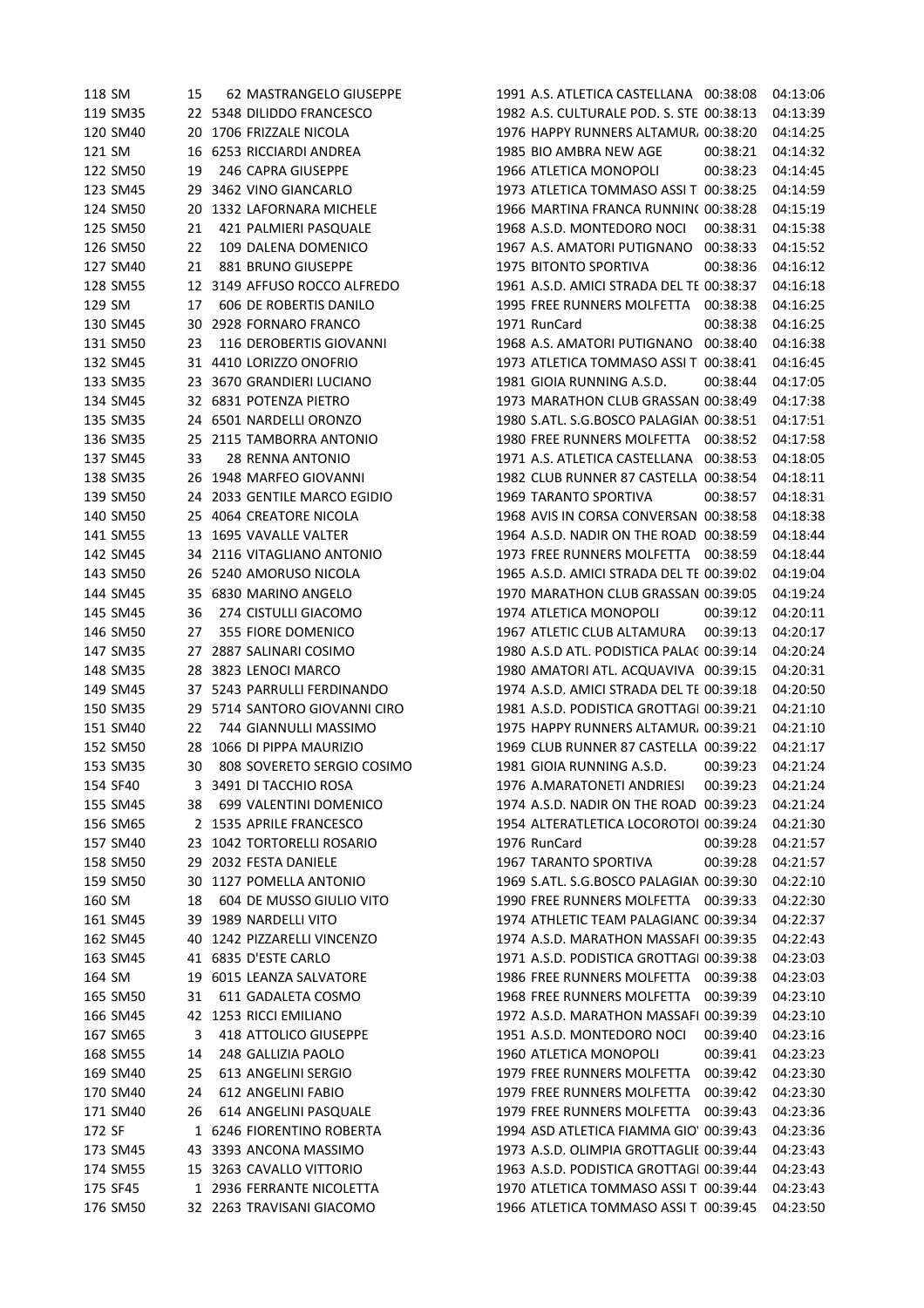| Pos | Cat | Pos Cat | Pett | Nome | Anno | Società | Tempo | Media |
|---|---|---|---|---|---|---|---|---|
| 118 | SM | 15 | 62 | MASTRANGELO GIUSEPPE | 1991 | A.S. ATLETICA CASTELLANA | 00:38:08 | 04:13:06 |
| 119 | SM35 | 22 | 5348 | DILIDDO FRANCESCO | 1982 | A.S. CULTURALE POD. S. STE | 00:38:13 | 04:13:39 |
| 120 | SM40 | 20 | 1706 | FRIZZALE NICOLA | 1976 | HAPPY RUNNERS ALTAMUR | 00:38:20 | 04:14:25 |
| 121 | SM | 16 | 6253 | RICCIARDI ANDREA | 1985 | BIO AMBRA NEW AGE | 00:38:21 | 04:14:32 |
| 122 | SM50 | 19 | 246 | CAPRA GIUSEPPE | 1966 | ATLETICA MONOPOLI | 00:38:23 | 04:14:45 |
| 123 | SM45 | 29 | 3462 | VINO GIANCARLO | 1973 | ATLETICA TOMMASO ASSI T | 00:38:25 | 04:14:59 |
| 124 | SM50 | 20 | 1332 | LAFORNARA MICHELE | 1966 | MARTINA FRANCA RUNNIN( | 00:38:28 | 04:15:19 |
| 125 | SM50 | 21 | 421 | PALMIERI PASQUALE | 1968 | A.S.D. MONTEDORO NOCI | 00:38:31 | 04:15:38 |
| 126 | SM50 | 22 | 109 | DALENA DOMENICO | 1967 | A.S. AMATORI PUTIGNANO | 00:38:33 | 04:15:52 |
| 127 | SM40 | 21 | 881 | BRUNO GIUSEPPE | 1975 | BITONTO SPORTIVA | 00:38:36 | 04:16:12 |
| 128 | SM55 | 12 | 3149 | AFFUSO ROCCO ALFREDO | 1961 | A.S.D. AMICI STRADA DEL TE | 00:38:37 | 04:16:18 |
| 129 | SM | 17 | 606 | DE ROBERTIS DANILO | 1995 | FREE RUNNERS MOLFETTA | 00:38:38 | 04:16:25 |
| 130 | SM45 | 30 | 2928 | FORNARO FRANCO | 1971 | RunCard | 00:38:38 | 04:16:25 |
| 131 | SM50 | 23 | 116 | DEROBERTIS GIOVANNI | 1968 | A.S. AMATORI PUTIGNANO | 00:38:40 | 04:16:38 |
| 132 | SM45 | 31 | 4410 | LORIZZO ONOFRIO | 1973 | ATLETICA TOMMASO ASSI T | 00:38:41 | 04:16:45 |
| 133 | SM35 | 23 | 3670 | GRANDIERI LUCIANO | 1981 | GIOIA RUNNING A.S.D. | 00:38:44 | 04:17:05 |
| 134 | SM45 | 32 | 6831 | POTENZA PIETRO | 1973 | MARATHON CLUB GRASSAN | 00:38:49 | 04:17:38 |
| 135 | SM35 | 24 | 6501 | NARDELLI ORONZO | 1980 | S.ATL. S.G.BOSCO PALAGIAN | 00:38:51 | 04:17:51 |
| 136 | SM35 | 25 | 2115 | TAMBORRA ANTONIO | 1980 | FREE RUNNERS MOLFETTA | 00:38:52 | 04:17:58 |
| 137 | SM45 | 33 | 28 | RENNA ANTONIO | 1971 | A.S. ATLETICA CASTELLANA | 00:38:53 | 04:18:05 |
| 138 | SM35 | 26 | 1948 | MARFEO GIOVANNI | 1982 | CLUB RUNNER 87 CASTELLA | 00:38:54 | 04:18:11 |
| 139 | SM50 | 24 | 2033 | GENTILE MARCO EGIDIO | 1969 | TARANTO SPORTIVA | 00:38:57 | 04:18:31 |
| 140 | SM50 | 25 | 4064 | CREATORE NICOLA | 1968 | AVIS IN CORSA CONVERSAN | 00:38:58 | 04:18:38 |
| 141 | SM55 | 13 | 1695 | VAVALLE VALTER | 1964 | A.S.D. NADIR ON THE ROAD | 00:38:59 | 04:18:44 |
| 142 | SM45 | 34 | 2116 | VITAGLIANO ANTONIO | 1973 | FREE RUNNERS MOLFETTA | 00:38:59 | 04:18:44 |
| 143 | SM50 | 26 | 5240 | AMORUSO NICOLA | 1965 | A.S.D. AMICI STRADA DEL TE | 00:39:02 | 04:19:04 |
| 144 | SM45 | 35 | 6830 | MARINO ANGELO | 1970 | MARATHON CLUB GRASSAN | 00:39:05 | 04:19:24 |
| 145 | SM45 | 36 | 274 | CISTULLI GIACOMO | 1974 | ATLETICA MONOPOLI | 00:39:12 | 04:20:11 |
| 146 | SM50 | 27 | 355 | FIORE DOMENICO | 1967 | ATLETIC CLUB ALTAMURA | 00:39:13 | 04:20:17 |
| 147 | SM35 | 27 | 2887 | SALINARI COSIMO | 1980 | A.S.D ATL. PODISTICA PALA( | 00:39:14 | 04:20:24 |
| 148 | SM35 | 28 | 3823 | LENOCI MARCO | 1980 | AMATORI ATL. ACQUAVIVA | 00:39:15 | 04:20:31 |
| 149 | SM45 | 37 | 5243 | PARRULLI FERDINANDO | 1974 | A.S.D. AMICI STRADA DEL TE | 00:39:18 | 04:20:50 |
| 150 | SM35 | 29 | 5714 | SANTORO GIOVANNI CIRO | 1981 | A.S.D. PODISTICA GROTTAGI | 00:39:21 | 04:21:10 |
| 151 | SM40 | 22 | 744 | GIANNULLI MASSIMO | 1975 | HAPPY RUNNERS ALTAMUR | 00:39:21 | 04:21:10 |
| 152 | SM50 | 28 | 1066 | DI PIPPA MAURIZIO | 1969 | CLUB RUNNER 87 CASTELLA | 00:39:22 | 04:21:17 |
| 153 | SM35 | 30 | 808 | SOVERETO SERGIO COSIMO | 1981 | GIOIA RUNNING A.S.D. | 00:39:23 | 04:21:24 |
| 154 | SF40 | 3 | 3491 | DI TACCHIO ROSA | 1976 | A.MARATONETI ANDRIESI | 00:39:23 | 04:21:24 |
| 155 | SM45 | 38 | 699 | VALENTINI DOMENICO | 1974 | A.S.D. NADIR ON THE ROAD | 00:39:23 | 04:21:24 |
| 156 | SM65 | 2 | 1535 | APRILE FRANCESCO | 1954 | ALTERATLETICA LOCOROTOI | 00:39:24 | 04:21:30 |
| 157 | SM40 | 23 | 1042 | TORTORELLI ROSARIO | 1976 | RunCard | 00:39:28 | 04:21:57 |
| 158 | SM50 | 29 | 2032 | FESTA DANIELE | 1967 | TARANTO SPORTIVA | 00:39:28 | 04:21:57 |
| 159 | SM50 | 30 | 1127 | POMELLA ANTONIO | 1969 | S.ATL. S.G.BOSCO PALAGIAN | 00:39:30 | 04:22:10 |
| 160 | SM | 18 | 604 | DE MUSSO GIULIO VITO | 1990 | FREE RUNNERS MOLFETTA | 00:39:33 | 04:22:30 |
| 161 | SM45 | 39 | 1989 | NARDELLI VITO | 1974 | ATHLETIC TEAM PALAGIANC | 00:39:34 | 04:22:37 |
| 162 | SM45 | 40 | 1242 | PIZZARELLI VINCENZO | 1974 | A.S.D. MARATHON MASSAFI | 00:39:35 | 04:22:43 |
| 163 | SM45 | 41 | 6835 | D'ESTE CARLO | 1971 | A.S.D. PODISTICA GROTTAGI | 00:39:38 | 04:23:03 |
| 164 | SM | 19 | 6015 | LEANZA SALVATORE | 1986 | FREE RUNNERS MOLFETTA | 00:39:38 | 04:23:03 |
| 165 | SM50 | 31 | 611 | GADALETA COSMO | 1968 | FREE RUNNERS MOLFETTA | 00:39:39 | 04:23:10 |
| 166 | SM45 | 42 | 1253 | RICCI EMILIANO | 1972 | A.S.D. MARATHON MASSAFI | 00:39:39 | 04:23:10 |
| 167 | SM65 | 3 | 418 | ATTOLICO GIUSEPPE | 1951 | A.S.D. MONTEDORO NOCI | 00:39:40 | 04:23:16 |
| 168 | SM55 | 14 | 248 | GALLIZIA PAOLO | 1960 | ATLETICA MONOPOLI | 00:39:41 | 04:23:23 |
| 169 | SM40 | 25 | 613 | ANGELINI SERGIO | 1979 | FREE RUNNERS MOLFETTA | 00:39:42 | 04:23:30 |
| 170 | SM40 | 24 | 612 | ANGELINI FABIO | 1979 | FREE RUNNERS MOLFETTA | 00:39:42 | 04:23:30 |
| 171 | SM40 | 26 | 614 | ANGELINI PASQUALE | 1979 | FREE RUNNERS MOLFETTA | 00:39:43 | 04:23:36 |
| 172 | SF | 1 | 6246 | FIORENTINO ROBERTA | 1994 | ASD ATLETICA FIAMMA GIO' | 00:39:43 | 04:23:36 |
| 173 | SM45 | 43 | 3393 | ANCONA MASSIMO | 1973 | A.S.D. OLIMPIA GROTTAGLIE | 00:39:44 | 04:23:43 |
| 174 | SM55 | 15 | 3263 | CAVALLO VITTORIO | 1963 | A.S.D. PODISTICA GROTTAGI | 00:39:44 | 04:23:43 |
| 175 | SF45 | 1 | 2936 | FERRANTE NICOLETTA | 1970 | ATLETICA TOMMASO ASSI T | 00:39:44 | 04:23:43 |
| 176 | SM50 | 32 | 2263 | TRAVISANI GIACOMO | 1966 | ATLETICA TOMMASO ASSI T | 00:39:45 | 04:23:50 |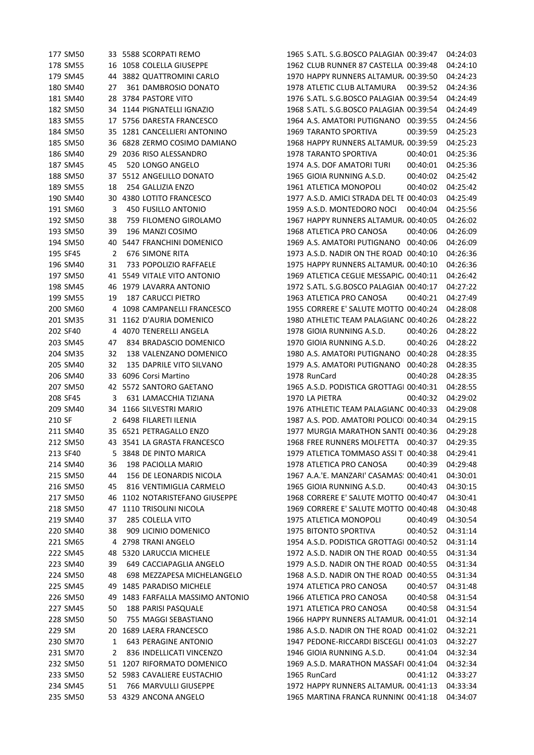| | | | | | | | | |
|---|---|---|---|---|---|---|---|---|
| 177 | SM50 | 33 | 5588 | SCORPATI REMO | 1965 | S.ATL. S.G.BOSCO PALAGIAN | 00:39:47 | 04:24:03 |
| 178 | SM55 | 16 | 1058 | COLELLA GIUSEPPE | 1962 | CLUB RUNNER 87 CASTELLA | 00:39:48 | 04:24:10 |
| 179 | SM45 | 44 | 3882 | QUATTROMINI CARLO | 1970 | HAPPY RUNNERS ALTAMUR/ | 00:39:50 | 04:24:23 |
| 180 | SM40 | 27 | 361 | DAMBROSIO DONATO | 1978 | ATLETIC CLUB ALTAMURA | 00:39:52 | 04:24:36 |
| 181 | SM40 | 28 | 3784 | PASTORE VITO | 1976 | S.ATL. S.G.BOSCO PALAGIAN | 00:39:54 | 04:24:49 |
| 182 | SM50 | 34 | 1144 | PIGNATELLI IGNAZIO | 1968 | S.ATL. S.G.BOSCO PALAGIAN | 00:39:54 | 04:24:49 |
| 183 | SM55 | 17 | 5756 | DARESTA FRANCESCO | 1964 | A.S. AMATORI PUTIGNANO | 00:39:55 | 04:24:56 |
| 184 | SM50 | 35 | 1281 | CANCELLIERI ANTONINO | 1969 | TARANTO SPORTIVA | 00:39:59 | 04:25:23 |
| 185 | SM50 | 36 | 6828 | ZERMO COSIMO DAMIANO | 1968 | HAPPY RUNNERS ALTAMUR/ | 00:39:59 | 04:25:23 |
| 186 | SM40 | 29 | 2036 | RISO ALESSANDRO | 1978 | TARANTO SPORTIVA | 00:40:01 | 04:25:36 |
| 187 | SM45 | 45 | 520 | LONGO ANGELO | 1974 | A.S. DOF AMATORI TURI | 00:40:01 | 04:25:36 |
| 188 | SM50 | 37 | 5512 | ANGELILLO DONATO | 1965 | GIOIA RUNNING A.S.D. | 00:40:02 | 04:25:42 |
| 189 | SM55 | 18 | 254 | GALLIZIA ENZO | 1961 | ATLETICA MONOPOLI | 00:40:02 | 04:25:42 |
| 190 | SM40 | 30 | 4380 | LOTITO FRANCESCO | 1977 | A.S.D. AMICI STRADA DEL TE | 00:40:03 | 04:25:49 |
| 191 | SM60 | 3 | 450 | FUSILLO ANTONIO | 1959 | A.S.D. MONTEDORO NOCI | 00:40:04 | 04:25:56 |
| 192 | SM50 | 38 | 759 | FILOMENO GIROLAMO | 1967 | HAPPY RUNNERS ALTAMUR/ | 00:40:05 | 04:26:02 |
| 193 | SM50 | 39 | 196 | MANZI COSIMO | 1968 | ATLETICA PRO CANOSA | 00:40:06 | 04:26:09 |
| 194 | SM50 | 40 | 5447 | FRANCHINI DOMENICO | 1969 | A.S. AMATORI PUTIGNANO | 00:40:06 | 04:26:09 |
| 195 | SF45 | 2 | 676 | SIMONE RITA | 1973 | A.S.D. NADIR ON THE ROAD | 00:40:10 | 04:26:36 |
| 196 | SM40 | 31 | 733 | POPOLIZIO RAFFAELE | 1975 | HAPPY RUNNERS ALTAMUR/ | 00:40:10 | 04:26:36 |
| 197 | SM50 | 41 | 5549 | VITALE VITO ANTONIO | 1969 | ATLETICA CEGLIE MESSAPIC/ | 00:40:11 | 04:26:42 |
| 198 | SM45 | 46 | 1979 | LAVARRA ANTONIO | 1972 | S.ATL. S.G.BOSCO PALAGIAN | 00:40:17 | 04:27:22 |
| 199 | SM55 | 19 | 187 | CARUCCI PIETRO | 1963 | ATLETICA PRO CANOSA | 00:40:21 | 04:27:49 |
| 200 | SM60 | 4 | 1098 | CAMPANELLI FRANCESCO | 1955 | CORRERE E' SALUTE MOTTO | 00:40:24 | 04:28:08 |
| 201 | SM35 | 31 | 1162 | D'AURIA DOMENICO | 1980 | ATHLETIC TEAM PALAGIANC | 00:40:26 | 04:28:22 |
| 202 | SF40 | 4 | 4070 | TENERELLI ANGELA | 1978 | GIOIA RUNNING A.S.D. | 00:40:26 | 04:28:22 |
| 203 | SM45 | 47 | 834 | BRADASCIO DOMENICO | 1970 | GIOIA RUNNING A.S.D. | 00:40:26 | 04:28:22 |
| 204 | SM35 | 32 | 138 | VALENZANO DOMENICO | 1980 | A.S. AMATORI PUTIGNANO | 00:40:28 | 04:28:35 |
| 205 | SM40 | 32 | 135 | DAPRILE VITO SILVANO | 1979 | A.S. AMATORI PUTIGNANO | 00:40:28 | 04:28:35 |
| 206 | SM40 | 33 | 6096 | Corsi Martino | 1978 | RunCard | 00:40:28 | 04:28:35 |
| 207 | SM50 | 42 | 5572 | SANTORO GAETANO | 1965 | A.S.D. PODISTICA GROTTAGI | 00:40:31 | 04:28:55 |
| 208 | SF45 | 3 | 631 | LAMACCHIA TIZIANA | 1970 | LA PIETRA | 00:40:32 | 04:29:02 |
| 209 | SM40 | 34 | 1166 | SILVESTRI MARIO | 1976 | ATHLETIC TEAM PALAGIANC | 00:40:33 | 04:29:08 |
| 210 | SF | 2 | 6498 | FILARETI ILENIA | 1987 | A.S. POD. AMATORI POLICOI | 00:40:34 | 04:29:15 |
| 211 | SM40 | 35 | 6521 | PETRAGALLO ENZO | 1977 | MURGIA MARATHON SANTE | 00:40:36 | 04:29:28 |
| 212 | SM50 | 43 | 3541 | LA GRASTA FRANCESCO | 1968 | FREE RUNNERS MOLFETTA | 00:40:37 | 04:29:35 |
| 213 | SF40 | 5 | 3848 | DE PINTO MARICA | 1979 | ATLETICA TOMMASO ASSI T | 00:40:38 | 04:29:41 |
| 214 | SM40 | 36 | 198 | PACIOLLA MARIO | 1978 | ATLETICA PRO CANOSA | 00:40:39 | 04:29:48 |
| 215 | SM50 | 44 | 156 | DE LEONARDIS NICOLA | 1967 | A.A.'E. MANZARI' CASAMAS | 00:40:41 | 04:30:01 |
| 216 | SM50 | 45 | 816 | VENTIMIGLIA CARMELO | 1965 | GIOIA RUNNING A.S.D. | 00:40:43 | 04:30:15 |
| 217 | SM50 | 46 | 1102 | NOTARISTEFANO GIUSEPPE | 1968 | CORRERE E' SALUTE MOTTO | 00:40:47 | 04:30:41 |
| 218 | SM50 | 47 | 1110 | TRISOLINI NICOLA | 1969 | CORRERE E' SALUTE MOTTO | 00:40:48 | 04:30:48 |
| 219 | SM40 | 37 | 285 | COLELLA VITO | 1975 | ATLETICA MONOPOLI | 00:40:49 | 04:30:54 |
| 220 | SM40 | 38 | 909 | LICINIO DOMENICO | 1975 | BITONTO SPORTIVA | 00:40:52 | 04:31:14 |
| 221 | SM65 | 4 | 2798 | TRANI ANGELO | 1954 | A.S.D. PODISTICA GROTTAGI | 00:40:52 | 04:31:14 |
| 222 | SM45 | 48 | 5320 | LARUCCIA MICHELE | 1972 | A.S.D. NADIR ON THE ROAD | 00:40:55 | 04:31:34 |
| 223 | SM40 | 39 | 649 | CACCIAPAGLIA ANGELO | 1979 | A.S.D. NADIR ON THE ROAD | 00:40:55 | 04:31:34 |
| 224 | SM50 | 48 | 698 | MEZZAPESA MICHELANGELO | 1968 | A.S.D. NADIR ON THE ROAD | 00:40:55 | 04:31:34 |
| 225 | SM45 | 49 | 1485 | PARADISO MICHELE | 1974 | ATLETICA PRO CANOSA | 00:40:57 | 04:31:48 |
| 226 | SM50 | 49 | 1483 | FARFALLA MASSIMO ANTONIO | 1966 | ATLETICA PRO CANOSA | 00:40:58 | 04:31:54 |
| 227 | SM45 | 50 | 188 | PARISI PASQUALE | 1971 | ATLETICA PRO CANOSA | 00:40:58 | 04:31:54 |
| 228 | SM50 | 50 | 755 | MAGGI SEBASTIANO | 1966 | HAPPY RUNNERS ALTAMUR/ | 00:41:01 | 04:32:14 |
| 229 | SM | 20 | 1689 | LAERA FRANCESCO | 1986 | A.S.D. NADIR ON THE ROAD | 00:41:02 | 04:32:21 |
| 230 | SM70 | 1 | 643 | PERAGINE ANTONIO | 1947 | PEDONE-RICCARDI BISCEGLI | 00:41:03 | 04:32:27 |
| 231 | SM70 | 2 | 836 | INDELLICATI VINCENZO | 1946 | GIOIA RUNNING A.S.D. | 00:41:04 | 04:32:34 |
| 232 | SM50 | 51 | 1207 | RIFORMATO DOMENICO | 1969 | A.S.D. MARATHON MASSAFI | 00:41:04 | 04:32:34 |
| 233 | SM50 | 52 | 5983 | CAVALIERE EUSTACHIO | 1965 | RunCard | 00:41:12 | 04:33:27 |
| 234 | SM45 | 51 | 766 | MARVULLI GIUSEPPE | 1972 | HAPPY RUNNERS ALTAMUR/ | 00:41:13 | 04:33:34 |
| 235 | SM50 | 53 | 4329 | ANCONA ANGELO | 1965 | MARTINA FRANCA RUNNIN( | 00:41:18 | 04:34:07 |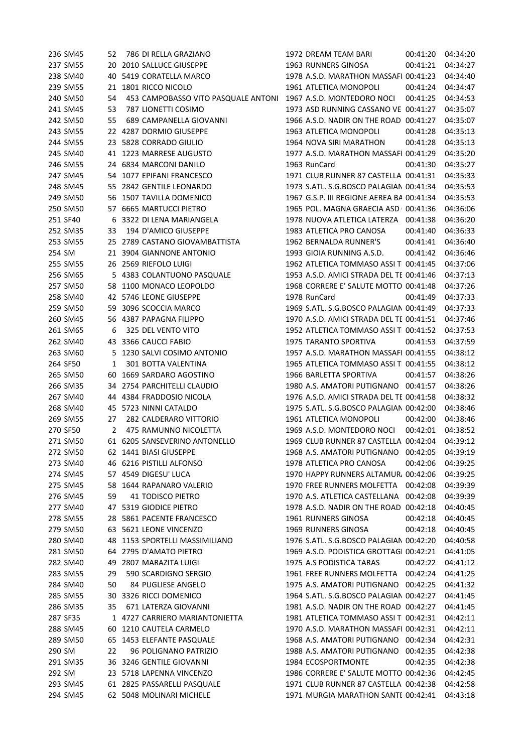| | | | | | | | |
|---|---|---|---|---|---|---|---|
| 236 | SM45 | 52 | 786 DI RELLA GRAZIANO | 1972 | DREAM TEAM BARI | 00:41:20 | 04:34:20 |
| 237 | SM55 | 20 | 2010 SALLUCE GIUSEPPE | 1963 | RUNNERS GINOSA | 00:41:21 | 04:34:27 |
| 238 | SM40 | 40 | 5419 CORATELLA MARCO | 1978 | A.S.D. MARATHON MASSAFI | 00:41:23 | 04:34:40 |
| 239 | SM55 | 21 | 1801 RICCO NICOLO | 1961 | ATLETICA MONOPOLI | 00:41:24 | 04:34:47 |
| 240 | SM50 | 54 | 453 CAMPOBASSO VITO PASQUALE ANTONI | 1967 | A.S.D. MONTEDORO NOCI | 00:41:25 | 04:34:53 |
| 241 | SM45 | 53 | 787 LIONETTI COSIMO | 1973 | ASD RUNNING CASSANO VE | 00:41:27 | 04:35:07 |
| 242 | SM50 | 55 | 689 CAMPANELLA GIOVANNI | 1966 | A.S.D. NADIR ON THE ROAD | 00:41:27 | 04:35:07 |
| 243 | SM55 | 22 | 4287 DORMIO GIUSEPPE | 1963 | ATLETICA MONOPOLI | 00:41:28 | 04:35:13 |
| 244 | SM55 | 23 | 5828 CORRADO GIULIO | 1964 | NOVA SIRI MARATHON | 00:41:28 | 04:35:13 |
| 245 | SM40 | 41 | 1223 MARRESE AUGUSTO | 1977 | A.S.D. MARATHON MASSAFI | 00:41:29 | 04:35:20 |
| 246 | SM55 | 24 | 6834 MARCONI DANILO | 1963 | RunCard | 00:41:30 | 04:35:27 |
| 247 | SM45 | 54 | 1077 EPIFANI FRANCESCO | 1971 | CLUB RUNNER 87 CASTELLA | 00:41:31 | 04:35:33 |
| 248 | SM45 | 55 | 2842 GENTILE LEONARDO | 1973 | S.ATL. S.G.BOSCO PALAGIAN | 00:41:34 | 04:35:53 |
| 249 | SM50 | 56 | 1507 TAVILLA DOMENICO | 1967 | G.S.P. III REGIONE AEREA BA | 00:41:34 | 04:35:53 |
| 250 | SM50 | 57 | 6665 MARTUCCI PIETRO | 1965 | POL. MAGNA GRAECIA ASD | 00:41:36 | 04:36:06 |
| 251 | SF40 | 6 | 3322 DI LENA MARIANGELA | 1978 | NUOVA ATLETICA LATERZA | 00:41:38 | 04:36:20 |
| 252 | SM35 | 33 | 194 D'AMICO GIUSEPPE | 1983 | ATLETICA PRO CANOSA | 00:41:40 | 04:36:33 |
| 253 | SM55 | 25 | 2789 CASTANO GIOVAMBATTISTA | 1962 | BERNALDA RUNNER'S | 00:41:41 | 04:36:40 |
| 254 | SM | 21 | 3904 GIANNONE ANTONIO | 1993 | GIOIA RUNNING A.S.D. | 00:41:42 | 04:36:46 |
| 255 | SM55 | 26 | 2569 RIEFOLO LUIGI | 1962 | ATLETICA TOMMASO ASSI T | 00:41:45 | 04:37:06 |
| 256 | SM65 | 5 | 4383 COLANTUONO PASQUALE | 1953 | A.S.D. AMICI STRADA DEL TE | 00:41:46 | 04:37:13 |
| 257 | SM50 | 58 | 1100 MONACO LEOPOLDO | 1968 | CORRERE E' SALUTE MOTTO | 00:41:48 | 04:37:26 |
| 258 | SM40 | 42 | 5746 LEONE GIUSEPPE | 1978 | RunCard | 00:41:49 | 04:37:33 |
| 259 | SM50 | 59 | 3096 SCOCCIA MARCO | 1969 | S.ATL. S.G.BOSCO PALAGIAN | 00:41:49 | 04:37:33 |
| 260 | SM45 | 56 | 4387 PAPAGNA FILIPPO | 1970 | A.S.D. AMICI STRADA DEL TE | 00:41:51 | 04:37:46 |
| 261 | SM65 | 6 | 325 DEL VENTO VITO | 1952 | ATLETICA TOMMASO ASSI T | 00:41:52 | 04:37:53 |
| 262 | SM40 | 43 | 3366 CAUCCI FABIO | 1975 | TARANTO SPORTIVA | 00:41:53 | 04:37:59 |
| 263 | SM60 | 5 | 1230 SALVI COSIMO ANTONIO | 1957 | A.S.D. MARATHON MASSAFI | 00:41:55 | 04:38:12 |
| 264 | SF50 | 1 | 301 BOTTA VALENTINA | 1965 | ATLETICA TOMMASO ASSI T | 00:41:55 | 04:38:12 |
| 265 | SM50 | 60 | 1669 SARDARO AGOSTINO | 1966 | BARLETTA SPORTIVA | 00:41:57 | 04:38:26 |
| 266 | SM35 | 34 | 2754 PARCHITELLI CLAUDIO | 1980 | A.S. AMATORI PUTIGNANO | 00:41:57 | 04:38:26 |
| 267 | SM40 | 44 | 4384 FRADDOSIO NICOLA | 1976 | A.S.D. AMICI STRADA DEL TE | 00:41:58 | 04:38:32 |
| 268 | SM40 | 45 | 5723 NINNI CATALDO | 1975 | S.ATL. S.G.BOSCO PALAGIAN | 00:42:00 | 04:38:46 |
| 269 | SM55 | 27 | 282 CALDERARO VITTORIO | 1961 | ATLETICA MONOPOLI | 00:42:00 | 04:38:46 |
| 270 | SF50 | 2 | 475 RAMUNNO NICOLETTA | 1969 | A.S.D. MONTEDORO NOCI | 00:42:01 | 04:38:52 |
| 271 | SM50 | 61 | 6205 SANSEVERINO ANTONELLO | 1969 | CLUB RUNNER 87 CASTELLA | 00:42:04 | 04:39:12 |
| 272 | SM50 | 62 | 1441 BIASI GIUSEPPE | 1968 | A.S. AMATORI PUTIGNANO | 00:42:05 | 04:39:19 |
| 273 | SM40 | 46 | 6216 PISTILLI ALFONSO | 1978 | ATLETICA PRO CANOSA | 00:42:06 | 04:39:25 |
| 274 | SM45 | 57 | 4549 DIGESU' LUCA | 1970 | HAPPY RUNNERS ALTAMUR | 00:42:06 | 04:39:25 |
| 275 | SM45 | 58 | 1644 RAPANARO VALERIO | 1970 | FREE RUNNERS MOLFETTA | 00:42:08 | 04:39:39 |
| 276 | SM45 | 59 | 41 TODISCO PIETRO | 1970 | A.S. ATLETICA CASTELLANA | 00:42:08 | 04:39:39 |
| 277 | SM40 | 47 | 5319 GIODICE PIETRO | 1978 | A.S.D. NADIR ON THE ROAD | 00:42:18 | 04:40:45 |
| 278 | SM55 | 28 | 5861 PACENTE FRANCESCO | 1961 | RUNNERS GINOSA | 00:42:18 | 04:40:45 |
| 279 | SM50 | 63 | 5621 LEONE VINCENZO | 1969 | RUNNERS GINOSA | 00:42:18 | 04:40:45 |
| 280 | SM40 | 48 | 1153 SPORTELLI MASSIMILIANO | 1976 | S.ATL. S.G.BOSCO PALAGIAN | 00:42:20 | 04:40:58 |
| 281 | SM50 | 64 | 2795 D'AMATO PIETRO | 1969 | A.S.D. PODISTICA GROTTAGI | 00:42:21 | 04:41:05 |
| 282 | SM40 | 49 | 2807 MARAZITA LUIGI | 1975 | A.S PODISTICA TARAS | 00:42:22 | 04:41:12 |
| 283 | SM55 | 29 | 590 SCARDIGNO SERGIO | 1961 | FREE RUNNERS MOLFETTA | 00:42:24 | 04:41:25 |
| 284 | SM40 | 50 | 84 PUGLIESE ANGELO | 1975 | A.S. AMATORI PUTIGNANO | 00:42:25 | 04:41:32 |
| 285 | SM55 | 30 | 3326 RICCI DOMENICO | 1964 | S.ATL. S.G.BOSCO PALAGIAN | 00:42:27 | 04:41:45 |
| 286 | SM35 | 35 | 671 LATERZA GIOVANNI | 1981 | A.S.D. NADIR ON THE ROAD | 00:42:27 | 04:41:45 |
| 287 | SF35 | 1 | 4727 CARRIERO MARIANTONIETTA | 1981 | ATLETICA TOMMASO ASSI T | 00:42:31 | 04:42:11 |
| 288 | SM45 | 60 | 1210 CAUTELA CARMELO | 1970 | A.S.D. MARATHON MASSAFI | 00:42:31 | 04:42:11 |
| 289 | SM50 | 65 | 1453 ELEFANTE PASQUALE | 1968 | A.S. AMATORI PUTIGNANO | 00:42:34 | 04:42:31 |
| 290 | SM | 22 | 96 POLIGNANO PATRIZIO | 1988 | A.S. AMATORI PUTIGNANO | 00:42:35 | 04:42:38 |
| 291 | SM35 | 36 | 3246 GENTILE GIOVANNI | 1984 | ECOSPORTMONTE | 00:42:35 | 04:42:38 |
| 292 | SM | 23 | 5718 LAPENNA VINCENZO | 1986 | CORRERE E' SALUTE MOTTO | 00:42:36 | 04:42:45 |
| 293 | SM45 | 61 | 2825 PASSARELLI PASQUALE | 1971 | CLUB RUNNER 87 CASTELLA | 00:42:38 | 04:42:58 |
| 294 | SM45 | 62 | 5048 MOLINARI MICHELE | 1971 | MURGIA MARATHON SANTE | 00:42:41 | 04:43:18 |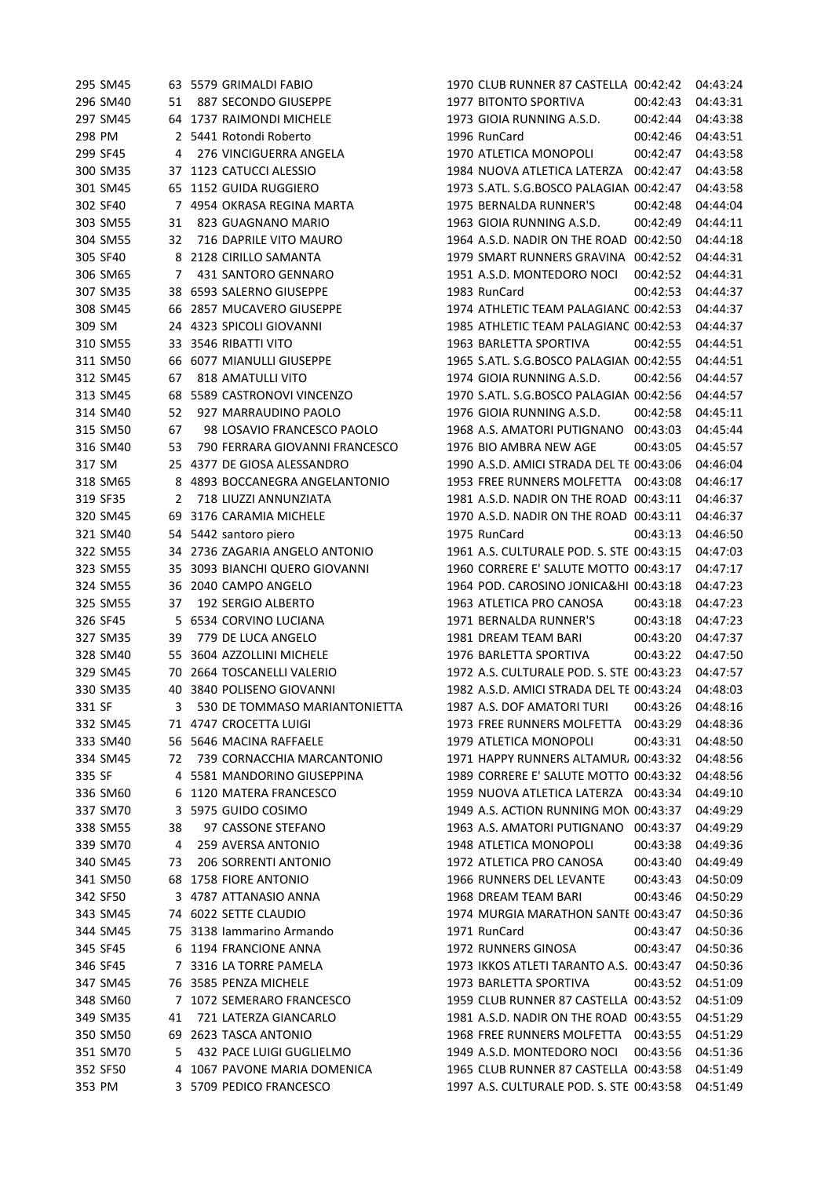| 295 | SM45 | 63 | 5579 | GRIMALDI FABIO | 1970 | CLUB RUNNER 87 CASTELLA | 00:42:42 | 04:43:24 |
|---|---|---|---|---|---|---|---|---|
| 296 | SM40 | 51 | 887 | SECONDO GIUSEPPE | 1977 | BITONTO SPORTIVA | 00:42:43 | 04:43:31 |
| 297 | SM45 | 64 | 1737 | RAIMONDI MICHELE | 1973 | GIOIA RUNNING A.S.D. | 00:42:44 | 04:43:38 |
| 298 | PM | 2 | 5441 | Rotondi Roberto | 1996 | RunCard | 00:42:46 | 04:43:51 |
| 299 | SF45 | 4 | 276 | VINCIGUERRA ANGELA | 1970 | ATLETICA MONOPOLI | 00:42:47 | 04:43:58 |
| 300 | SM35 | 37 | 1123 | CATUCCI ALESSIO | 1984 | NUOVA ATLETICA LATERZA | 00:42:47 | 04:43:58 |
| 301 | SM45 | 65 | 1152 | GUIDA RUGGIERO | 1973 | S.ATL. S.G.BOSCO PALAGIAN | 00:42:47 | 04:43:58 |
| 302 | SF40 | 7 | 4954 | OKRASA REGINA MARTA | 1975 | BERNALDA RUNNER'S | 00:42:48 | 04:44:04 |
| 303 | SM55 | 31 | 823 | GUAGNANO MARIO | 1963 | GIOIA RUNNING A.S.D. | 00:42:49 | 04:44:11 |
| 304 | SM55 | 32 | 716 | DAPRILE VITO MAURO | 1964 | A.S.D. NADIR ON THE ROAD | 00:42:50 | 04:44:18 |
| 305 | SF40 | 8 | 2128 | CIRILLO SAMANTA | 1979 | SMART RUNNERS GRAVINA | 00:42:52 | 04:44:31 |
| 306 | SM65 | 7 | 431 | SANTORO GENNARO | 1951 | A.S.D. MONTEDORO NOCI | 00:42:52 | 04:44:31 |
| 307 | SM35 | 38 | 6593 | SALERNO GIUSEPPE | 1983 | RunCard | 00:42:53 | 04:44:37 |
| 308 | SM45 | 66 | 2857 | MUCAVERO GIUSEPPE | 1974 | ATHLETIC TEAM PALAGIANC | 00:42:53 | 04:44:37 |
| 309 | SM | 24 | 4323 | SPICOLI GIOVANNI | 1985 | ATHLETIC TEAM PALAGIANC | 00:42:53 | 04:44:37 |
| 310 | SM55 | 33 | 3546 | RIBATTI VITO | 1963 | BARLETTA SPORTIVA | 00:42:55 | 04:44:51 |
| 311 | SM50 | 66 | 6077 | MIANULLI GIUSEPPE | 1965 | S.ATL. S.G.BOSCO PALAGIAN | 00:42:55 | 04:44:51 |
| 312 | SM45 | 67 | 818 | AMATULLI VITO | 1974 | GIOIA RUNNING A.S.D. | 00:42:56 | 04:44:57 |
| 313 | SM45 | 68 | 5589 | CASTRONOVI VINCENZO | 1970 | S.ATL. S.G.BOSCO PALAGIAN | 00:42:56 | 04:44:57 |
| 314 | SM40 | 52 | 927 | MARRAUDINO PAOLO | 1976 | GIOIA RUNNING A.S.D. | 00:42:58 | 04:45:11 |
| 315 | SM50 | 67 | 98 | LOSAVIO FRANCESCO PAOLO | 1968 | A.S. AMATORI PUTIGNANO | 00:43:03 | 04:45:44 |
| 316 | SM40 | 53 | 790 | FERRARA GIOVANNI FRANCESCO | 1976 | BIO AMBRA NEW AGE | 00:43:05 | 04:45:57 |
| 317 | SM | 25 | 4377 | DE GIOSA ALESSANDRO | 1990 | A.S.D. AMICI STRADA DEL TE | 00:43:06 | 04:46:04 |
| 318 | SM65 | 8 | 4893 | BOCCANEGRA ANGELANTONIO | 1953 | FREE RUNNERS MOLFETTA | 00:43:08 | 04:46:17 |
| 319 | SF35 | 2 | 718 | LIUZZI ANNUNZIATA | 1981 | A.S.D. NADIR ON THE ROAD | 00:43:11 | 04:46:37 |
| 320 | SM45 | 69 | 3176 | CARAMIA MICHELE | 1970 | A.S.D. NADIR ON THE ROAD | 00:43:11 | 04:46:37 |
| 321 | SM40 | 54 | 5442 | santoro piero | 1975 | RunCard | 00:43:13 | 04:46:50 |
| 322 | SM55 | 34 | 2736 | ZAGARIA ANGELO ANTONIO | 1961 | A.S. CULTURALE POD. S. STE | 00:43:15 | 04:47:03 |
| 323 | SM55 | 35 | 3093 | BIANCHI QUERO GIOVANNI | 1960 | CORRERE E' SALUTE MOTTO | 00:43:17 | 04:47:17 |
| 324 | SM55 | 36 | 2040 | CAMPO ANGELO | 1964 | POD. CAROSINO JONICA&HI | 00:43:18 | 04:47:23 |
| 325 | SM55 | 37 | 192 | SERGIO ALBERTO | 1963 | ATLETICA PRO CANOSA | 00:43:18 | 04:47:23 |
| 326 | SF45 | 5 | 6534 | CORVINO LUCIANA | 1971 | BERNALDA RUNNER'S | 00:43:18 | 04:47:23 |
| 327 | SM35 | 39 | 779 | DE LUCA ANGELO | 1981 | DREAM TEAM BARI | 00:43:20 | 04:47:37 |
| 328 | SM40 | 55 | 3604 | AZZOLLINI MICHELE | 1976 | BARLETTA SPORTIVA | 00:43:22 | 04:47:50 |
| 329 | SM45 | 70 | 2664 | TOSCANELLI VALERIO | 1972 | A.S. CULTURALE POD. S. STE | 00:43:23 | 04:47:57 |
| 330 | SM35 | 40 | 3840 | POLISENO GIOVANNI | 1982 | A.S.D. AMICI STRADA DEL TE | 00:43:24 | 04:48:03 |
| 331 | SF | 3 | 530 | DE TOMMASO MARIANTONIETTA | 1987 | A.S. DOF AMATORI TURI | 00:43:26 | 04:48:16 |
| 332 | SM45 | 71 | 4747 | CROCETTA LUIGI | 1973 | FREE RUNNERS MOLFETTA | 00:43:29 | 04:48:36 |
| 333 | SM40 | 56 | 5646 | MACINA RAFFAELE | 1979 | ATLETICA MONOPOLI | 00:43:31 | 04:48:50 |
| 334 | SM45 | 72 | 739 | CORNACCHIA MARCANTONIO | 1971 | HAPPY RUNNERS ALTAMUR | 00:43:32 | 04:48:56 |
| 335 | SF | 4 | 5581 | MANDORINO GIUSEPPINA | 1989 | CORRERE E' SALUTE MOTTO | 00:43:32 | 04:48:56 |
| 336 | SM60 | 6 | 1120 | MATERA FRANCESCO | 1959 | NUOVA ATLETICA LATERZA | 00:43:34 | 04:49:10 |
| 337 | SM70 | 3 | 5975 | GUIDO COSIMO | 1949 | A.S. ACTION RUNNING MON | 00:43:37 | 04:49:29 |
| 338 | SM55 | 38 | 97 | CASSONE STEFANO | 1963 | A.S. AMATORI PUTIGNANO | 00:43:37 | 04:49:29 |
| 339 | SM70 | 4 | 259 | AVERSA ANTONIO | 1948 | ATLETICA MONOPOLI | 00:43:38 | 04:49:36 |
| 340 | SM45 | 73 | 206 | SORRENTI ANTONIO | 1972 | ATLETICA PRO CANOSA | 00:43:40 | 04:49:49 |
| 341 | SM50 | 68 | 1758 | FIORE ANTONIO | 1966 | RUNNERS DEL LEVANTE | 00:43:43 | 04:50:09 |
| 342 | SF50 | 3 | 4787 | ATTANASIO ANNA | 1968 | DREAM TEAM BARI | 00:43:46 | 04:50:29 |
| 343 | SM45 | 74 | 6022 | SETTE CLAUDIO | 1974 | MURGIA MARATHON SANTE | 00:43:47 | 04:50:36 |
| 344 | SM45 | 75 | 3138 | Iammarino Armando | 1971 | RunCard | 00:43:47 | 04:50:36 |
| 345 | SF45 | 6 | 1194 | FRANCIONE ANNA | 1972 | RUNNERS GINOSA | 00:43:47 | 04:50:36 |
| 346 | SF45 | 7 | 3316 | LA TORRE PAMELA | 1973 | IKKOS ATLETI TARANTO A.S. | 00:43:47 | 04:50:36 |
| 347 | SM45 | 76 | 3585 | PENZA MICHELE | 1973 | BARLETTA SPORTIVA | 00:43:52 | 04:51:09 |
| 348 | SM60 | 7 | 1072 | SEMERARO FRANCESCO | 1959 | CLUB RUNNER 87 CASTELLA | 00:43:52 | 04:51:09 |
| 349 | SM35 | 41 | 721 | LATERZA GIANCARLO | 1981 | A.S.D. NADIR ON THE ROAD | 00:43:55 | 04:51:29 |
| 350 | SM50 | 69 | 2623 | TASCA ANTONIO | 1968 | FREE RUNNERS MOLFETTA | 00:43:55 | 04:51:29 |
| 351 | SM70 | 5 | 432 | PACE LUIGI GUGLIELMO | 1949 | A.S.D. MONTEDORO NOCI | 00:43:56 | 04:51:36 |
| 352 | SF50 | 4 | 1067 | PAVONE MARIA DOMENICA | 1965 | CLUB RUNNER 87 CASTELLA | 00:43:58 | 04:51:49 |
| 353 | PM | 3 | 5709 | PEDICO FRANCESCO | 1997 | A.S. CULTURALE POD. S. STE | 00:43:58 | 04:51:49 |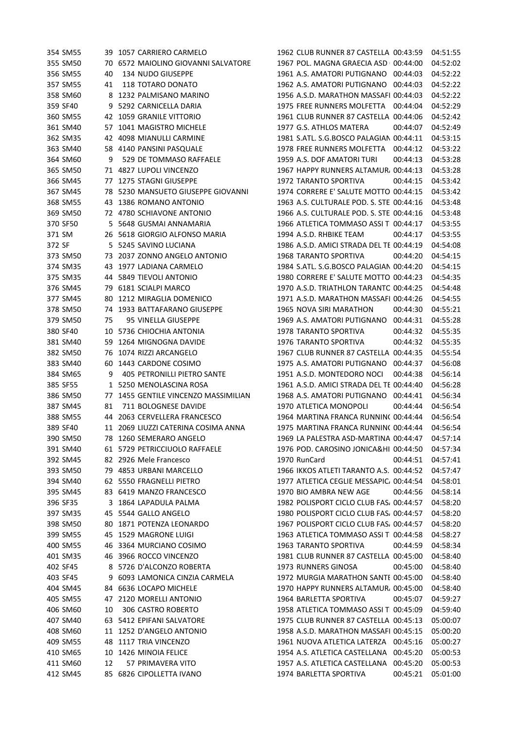| | | | | | | | | |
|---|---|---|---|---|---|---|---|---|
| 354 | SM55 | 39 | 1057 | CARRIERO CARMELO | 1962 | CLUB RUNNER 87 CASTELLA | 00:43:59 | 04:51:55 |
| 355 | SM50 | 70 | 6572 | MAIOLINO GIOVANNI SALVATORE | 1967 | POL. MAGNA GRAECIA ASD | 00:44:00 | 04:52:02 |
| 356 | SM55 | 40 | 134 | NUDO GIUSEPPE | 1961 | A.S. AMATORI PUTIGNANO | 00:44:03 | 04:52:22 |
| 357 | SM55 | 41 | 118 | TOTARO DONATO | 1962 | A.S. AMATORI PUTIGNANO | 00:44:03 | 04:52:22 |
| 358 | SM60 | 8 | 1232 | PALMISANO MARINO | 1956 | A.S.D. MARATHON MASSAFI | 00:44:03 | 04:52:22 |
| 359 | SF40 | 9 | 5292 | CARNICELLA DARIA | 1975 | FREE RUNNERS MOLFETTA | 00:44:04 | 04:52:29 |
| 360 | SM55 | 42 | 1059 | GRANILE VITTORIO | 1961 | CLUB RUNNER 87 CASTELLA | 00:44:06 | 04:52:42 |
| 361 | SM40 | 57 | 1041 | MAGISTRO MICHELE | 1977 | G.S. ATHLOS MATERA | 00:44:07 | 04:52:49 |
| 362 | SM35 | 42 | 4098 | MIANULLI CARMINE | 1981 | S.ATL. S.G.BOSCO PALAGIAN | 00:44:11 | 04:53:15 |
| 363 | SM40 | 58 | 4140 | PANSINI PASQUALE | 1978 | FREE RUNNERS MOLFETTA | 00:44:12 | 04:53:22 |
| 364 | SM60 | 9 | 529 | DE TOMMASO RAFFAELE | 1959 | A.S. DOF AMATORI TURI | 00:44:13 | 04:53:28 |
| 365 | SM50 | 71 | 4827 | LUPOLI VINCENZO | 1967 | HAPPY RUNNERS ALTAMUR | 00:44:13 | 04:53:28 |
| 366 | SM45 | 77 | 1275 | STAGNI GIUSEPPE | 1972 | TARANTO SPORTIVA | 00:44:15 | 04:53:42 |
| 367 | SM45 | 78 | 5230 | MANSUETO GIUSEPPE GIOVANNI | 1974 | CORRERE E' SALUTE MOTTO | 00:44:15 | 04:53:42 |
| 368 | SM55 | 43 | 1386 | ROMANO ANTONIO | 1963 | A.S. CULTURALE POD. S. STE | 00:44:16 | 04:53:48 |
| 369 | SM50 | 72 | 4780 | SCHIAVONE ANTONIO | 1966 | A.S. CULTURALE POD. S. STE | 00:44:16 | 04:53:48 |
| 370 | SF50 | 5 | 5648 | GUSMAI ANNAMARIA | 1966 | ATLETICA TOMMASO ASSI T | 00:44:17 | 04:53:55 |
| 371 | SM | 26 | 5618 | GIORGIO ALFONSO MARIA | 1994 | A.S.D. RHBIKE TEAM | 00:44:17 | 04:53:55 |
| 372 | SF | 5 | 5245 | SAVINO LUCIANA | 1986 | A.S.D. AMICI STRADA DEL TE | 00:44:19 | 04:54:08 |
| 373 | SM50 | 73 | 2037 | ZONNO ANGELO ANTONIO | 1968 | TARANTO SPORTIVA | 00:44:20 | 04:54:15 |
| 374 | SM35 | 43 | 1977 | LADIANA CARMELO | 1984 | S.ATL. S.G.BOSCO PALAGIAN | 00:44:20 | 04:54:15 |
| 375 | SM35 | 44 | 5849 | TIEVOLI ANTONIO | 1980 | CORRERE E' SALUTE MOTTO | 00:44:23 | 04:54:35 |
| 376 | SM45 | 79 | 6181 | SCIALPI MARCO | 1970 | A.S.D. TRIATHLON TARANTC | 00:44:25 | 04:54:48 |
| 377 | SM45 | 80 | 1212 | MIRAGLIA DOMENICO | 1971 | A.S.D. MARATHON MASSAFI | 00:44:26 | 04:54:55 |
| 378 | SM50 | 74 | 1933 | BATTAFARANO GIUSEPPE | 1965 | NOVA SIRI MARATHON | 00:44:30 | 04:55:21 |
| 379 | SM50 | 75 | 95 | VINELLA GIUSEPPE | 1969 | A.S. AMATORI PUTIGNANO | 00:44:31 | 04:55:28 |
| 380 | SF40 | 10 | 5736 | CHIOCHIA ANTONIA | 1978 | TARANTO SPORTIVA | 00:44:32 | 04:55:35 |
| 381 | SM40 | 59 | 1264 | MIGNOGNA DAVIDE | 1976 | TARANTO SPORTIVA | 00:44:32 | 04:55:35 |
| 382 | SM50 | 76 | 1074 | RIZZI ARCANGELO | 1967 | CLUB RUNNER 87 CASTELLA | 00:44:35 | 04:55:54 |
| 383 | SM40 | 60 | 1443 | CARDONE COSIMO | 1975 | A.S. AMATORI PUTIGNANO | 00:44:37 | 04:56:08 |
| 384 | SM65 | 9 | 405 | PETRONILLI PIETRO SANTE | 1951 | A.S.D. MONTEDORO NOCI | 00:44:38 | 04:56:14 |
| 385 | SF55 | 1 | 5250 | MENOLASCINA ROSA | 1961 | A.S.D. AMICI STRADA DEL TE | 00:44:40 | 04:56:28 |
| 386 | SM50 | 77 | 1455 | GENTILE VINCENZO MASSIMILIAN | 1968 | A.S. AMATORI PUTIGNANO | 00:44:41 | 04:56:34 |
| 387 | SM45 | 81 | 711 | BOLOGNESE DAVIDE | 1970 | ATLETICA MONOPOLI | 00:44:44 | 04:56:54 |
| 388 | SM55 | 44 | 2063 | CERVELLERA FRANCESCO | 1964 | MARTINA FRANCA RUNNIN | 00:44:44 | 04:56:54 |
| 389 | SF40 | 11 | 2069 | LIUZZI CATERINA COSIMA ANNA | 1975 | MARTINA FRANCA RUNNIN | 00:44:44 | 04:56:54 |
| 390 | SM50 | 78 | 1260 | SEMERARO ANGELO | 1969 | LA PALESTRA ASD-MARTINA | 00:44:47 | 04:57:14 |
| 391 | SM40 | 61 | 5729 | PETRICCIUOLO RAFFAELE | 1976 | POD. CAROSINO JONICA&HI | 00:44:50 | 04:57:34 |
| 392 | SM45 | 82 | 2926 | Mele Francesco | 1970 | RunCard | 00:44:51 | 04:57:41 |
| 393 | SM50 | 79 | 4853 | URBANI MARCELLO | 1966 | IKKOS ATLETI TARANTO A.S. | 00:44:52 | 04:57:47 |
| 394 | SM40 | 62 | 5550 | FRAGNELLI PIETRO | 1977 | ATLETICA CEGLIE MESSAPIC | 00:44:54 | 04:58:01 |
| 395 | SM45 | 83 | 6419 | MANZO FRANCESCO | 1970 | BIO AMBRA NEW AGE | 00:44:56 | 04:58:14 |
| 396 | SF35 | 3 | 1864 | LAPADULA PALMA | 1982 | POLISPORT CICLO CLUB FAS | 00:44:57 | 04:58:20 |
| 397 | SM35 | 45 | 5544 | GALLO ANGELO | 1980 | POLISPORT CICLO CLUB FAS | 00:44:57 | 04:58:20 |
| 398 | SM50 | 80 | 1871 | POTENZA LEONARDO | 1967 | POLISPORT CICLO CLUB FAS | 00:44:57 | 04:58:20 |
| 399 | SM55 | 45 | 1529 | MAGRONE LUIGI | 1963 | ATLETICA TOMMASO ASSI T | 00:44:58 | 04:58:27 |
| 400 | SM55 | 46 | 3364 | MURCIANO COSIMO | 1963 | TARANTO SPORTIVA | 00:44:59 | 04:58:34 |
| 401 | SM35 | 46 | 3966 | ROCCO VINCENZO | 1981 | CLUB RUNNER 87 CASTELLA | 00:45:00 | 04:58:40 |
| 402 | SF45 | 8 | 5726 | D'ALCONZO ROBERTA | 1973 | RUNNERS GINOSA | 00:45:00 | 04:58:40 |
| 403 | SF45 | 9 | 6093 | LAMONICA CINZIA CARMELA | 1972 | MURGIA MARATHON SANTE | 00:45:00 | 04:58:40 |
| 404 | SM45 | 84 | 6636 | LOCAPO MICHELE | 1970 | HAPPY RUNNERS ALTAMUR | 00:45:00 | 04:58:40 |
| 405 | SM55 | 47 | 2120 | MORELLI ANTONIO | 1964 | BARLETTA SPORTIVA | 00:45:07 | 04:59:27 |
| 406 | SM60 | 10 | 306 | CASTRO ROBERTO | 1958 | ATLETICA TOMMASO ASSI T | 00:45:09 | 04:59:40 |
| 407 | SM40 | 63 | 5412 | EPIFANI SALVATORE | 1975 | CLUB RUNNER 87 CASTELLA | 00:45:13 | 05:00:07 |
| 408 | SM60 | 11 | 1252 | D'ANGELO ANTONIO | 1958 | A.S.D. MARATHON MASSAFI | 00:45:15 | 05:00:20 |
| 409 | SM55 | 48 | 1117 | TRIA VINCENZO | 1961 | NUOVA ATLETICA LATERZA | 00:45:16 | 05:00:27 |
| 410 | SM65 | 10 | 1426 | MINOIA FELICE | 1954 | A.S. ATLETICA CASTELLANA | 00:45:20 | 05:00:53 |
| 411 | SM60 | 12 | 57 | PRIMAVERA VITO | 1957 | A.S. ATLETICA CASTELLANA | 00:45:20 | 05:00:53 |
| 412 | SM45 | 85 | 6826 | CIPOLLETTA IVANO | 1974 | BARLETTA SPORTIVA | 00:45:21 | 05:01:00 |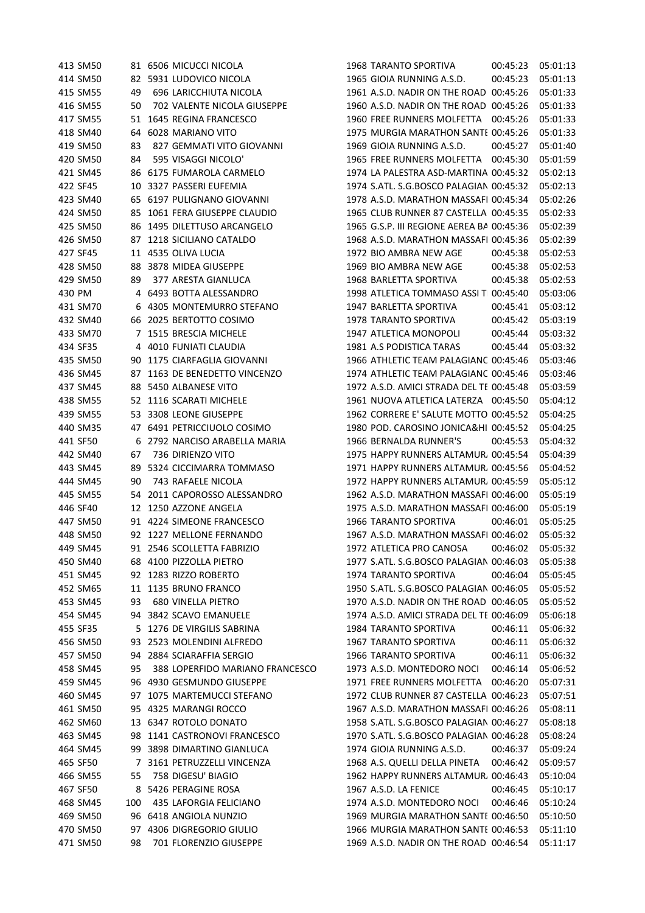| | | | | | | | | |
|---|---|---|---|---|---|---|---|---|
| 413 | SM50 | 81 | 6506 | MICUCCI NICOLA | 1968 | TARANTO SPORTIVA | 00:45:23 | 05:01:13 |
| 414 | SM50 | 82 | 5931 | LUDOVICO NICOLA | 1965 | GIOIA RUNNING A.S.D. | 00:45:23 | 05:01:13 |
| 415 | SM55 | 49 | 696 | LARICCHIUTA NICOLA | 1961 | A.S.D. NADIR ON THE ROAD | 00:45:26 | 05:01:33 |
| 416 | SM55 | 50 | 702 | VALENTE NICOLA GIUSEPPE | 1960 | A.S.D. NADIR ON THE ROAD | 00:45:26 | 05:01:33 |
| 417 | SM55 | 51 | 1645 | REGINA FRANCESCO | 1960 | FREE RUNNERS MOLFETTA | 00:45:26 | 05:01:33 |
| 418 | SM40 | 64 | 6028 | MARIANO VITO | 1975 | MURGIA MARATHON SANTE | 00:45:26 | 05:01:33 |
| 419 | SM50 | 83 | 827 | GEMMATI VITO GIOVANNI | 1969 | GIOIA RUNNING A.S.D. | 00:45:27 | 05:01:40 |
| 420 | SM50 | 84 | 595 | VISAGGI NICOLO' | 1965 | FREE RUNNERS MOLFETTA | 00:45:30 | 05:01:59 |
| 421 | SM45 | 86 | 6175 | FUMAROLA CARMELO | 1974 | LA PALESTRA ASD-MARTINA | 00:45:32 | 05:02:13 |
| 422 | SF45 | 10 | 3327 | PASSERI EUFEMIA | 1974 | S.ATL. S.G.BOSCO PALAGIAN | 00:45:32 | 05:02:13 |
| 423 | SM40 | 65 | 6197 | PULIGNANO GIOVANNI | 1978 | A.S.D. MARATHON MASSAFI | 00:45:34 | 05:02:26 |
| 424 | SM50 | 85 | 1061 | FERA GIUSEPPE CLAUDIO | 1965 | CLUB RUNNER 87 CASTELLA | 00:45:35 | 05:02:33 |
| 425 | SM50 | 86 | 1495 | DILETTUSO ARCANGELO | 1965 | G.S.P. III REGIONE AEREA BA | 00:45:36 | 05:02:39 |
| 426 | SM50 | 87 | 1218 | SICILIANO CATALDO | 1968 | A.S.D. MARATHON MASSAFI | 00:45:36 | 05:02:39 |
| 427 | SF45 | 11 | 4535 | OLIVA LUCIA | 1972 | BIO AMBRA NEW AGE | 00:45:38 | 05:02:53 |
| 428 | SM50 | 88 | 3878 | MIDEA GIUSEPPE | 1969 | BIO AMBRA NEW AGE | 00:45:38 | 05:02:53 |
| 429 | SM50 | 89 | 377 | ARESTA GIANLUCA | 1968 | BARLETTA SPORTIVA | 00:45:38 | 05:02:53 |
| 430 | PM | 4 | 6493 | BOTTA ALESSANDRO | 1998 | ATLETICA TOMMASO ASSI T | 00:45:40 | 05:03:06 |
| 431 | SM70 | 6 | 4305 | MONTEMURRO STEFANO | 1947 | BARLETTA SPORTIVA | 00:45:41 | 05:03:12 |
| 432 | SM40 | 66 | 2025 | BERTOTTO COSIMO | 1978 | TARANTO SPORTIVA | 00:45:42 | 05:03:19 |
| 433 | SM70 | 7 | 1515 | BRESCIA MICHELE | 1947 | ATLETICA MONOPOLI | 00:45:44 | 05:03:32 |
| 434 | SF35 | 4 | 4010 | FUNIATI CLAUDIA | 1981 | A.S PODISTICA TARAS | 00:45:44 | 05:03:32 |
| 435 | SM50 | 90 | 1175 | CIARFAGLIA GIOVANNI | 1966 | ATHLETIC TEAM PALAGIANC | 00:45:46 | 05:03:46 |
| 436 | SM45 | 87 | 1163 | DE BENEDETTO VINCENZO | 1974 | ATHLETIC TEAM PALAGIANC | 00:45:46 | 05:03:46 |
| 437 | SM45 | 88 | 5450 | ALBANESE VITO | 1972 | A.S.D. AMICI STRADA DEL TE | 00:45:48 | 05:03:59 |
| 438 | SM55 | 52 | 1116 | SCARATI MICHELE | 1961 | NUOVA ATLETICA LATERZA | 00:45:50 | 05:04:12 |
| 439 | SM55 | 53 | 3308 | LEONE GIUSEPPE | 1962 | CORRERE E' SALUTE MOTTO | 00:45:52 | 05:04:25 |
| 440 | SM35 | 47 | 6491 | PETRICCIUOLO COSIMO | 1980 | POD. CAROSINO JONICA&HI | 00:45:52 | 05:04:25 |
| 441 | SF50 | 6 | 2792 | NARCISO ARABELLA MARIA | 1966 | BERNALDA RUNNER'S | 00:45:53 | 05:04:32 |
| 442 | SM40 | 67 | 736 | DIRIENZO VITO | 1975 | HAPPY RUNNERS ALTAMUR. | 00:45:54 | 05:04:39 |
| 443 | SM45 | 89 | 5324 | CICCIMARRA TOMMASO | 1971 | HAPPY RUNNERS ALTAMUR. | 00:45:56 | 05:04:52 |
| 444 | SM45 | 90 | 743 | RAFAELE NICOLA | 1972 | HAPPY RUNNERS ALTAMUR. | 00:45:59 | 05:05:12 |
| 445 | SM55 | 54 | 2011 | CAPOROSSO ALESSANDRO | 1962 | A.S.D. MARATHON MASSAFI | 00:46:00 | 05:05:19 |
| 446 | SF40 | 12 | 1250 | AZZONE ANGELA | 1975 | A.S.D. MARATHON MASSAFI | 00:46:00 | 05:05:19 |
| 447 | SM50 | 91 | 4224 | SIMEONE FRANCESCO | 1966 | TARANTO SPORTIVA | 00:46:01 | 05:05:25 |
| 448 | SM50 | 92 | 1227 | MELLONE FERNANDO | 1967 | A.S.D. MARATHON MASSAFI | 00:46:02 | 05:05:32 |
| 449 | SM45 | 91 | 2546 | SCOLLETTA FABRIZIO | 1972 | ATLETICA PRO CANOSA | 00:46:02 | 05:05:32 |
| 450 | SM40 | 68 | 4100 | PIZZOLLA PIETRO | 1977 | S.ATL. S.G.BOSCO PALAGIAN | 00:46:03 | 05:05:38 |
| 451 | SM45 | 92 | 1283 | RIZZO ROBERTO | 1974 | TARANTO SPORTIVA | 00:46:04 | 05:05:45 |
| 452 | SM65 | 11 | 1135 | BRUNO FRANCO | 1950 | S.ATL. S.G.BOSCO PALAGIAN | 00:46:05 | 05:05:52 |
| 453 | SM45 | 93 | 680 | VINELLA PIETRO | 1970 | A.S.D. NADIR ON THE ROAD | 00:46:05 | 05:05:52 |
| 454 | SM45 | 94 | 3842 | SCAVO EMANUELE | 1974 | A.S.D. AMICI STRADA DEL TE | 00:46:09 | 05:06:18 |
| 455 | SF35 | 5 | 1276 | DE VIRGILIS SABRINA | 1984 | TARANTO SPORTIVA | 00:46:11 | 05:06:32 |
| 456 | SM50 | 93 | 2523 | MOLENDINI ALFREDO | 1967 | TARANTO SPORTIVA | 00:46:11 | 05:06:32 |
| 457 | SM50 | 94 | 2884 | SCIARAFFIA SERGIO | 1966 | TARANTO SPORTIVA | 00:46:11 | 05:06:32 |
| 458 | SM45 | 95 | 388 | LOPERFIDO MARIANO FRANCESCO | 1973 | A.S.D. MONTEDORO NOCI | 00:46:14 | 05:06:52 |
| 459 | SM45 | 96 | 4930 | GESMUNDO GIUSEPPE | 1971 | FREE RUNNERS MOLFETTA | 00:46:20 | 05:07:31 |
| 460 | SM45 | 97 | 1075 | MARTEMUCCI STEFANO | 1972 | CLUB RUNNER 87 CASTELLA | 00:46:23 | 05:07:51 |
| 461 | SM50 | 95 | 4325 | MARANGI ROCCO | 1967 | A.S.D. MARATHON MASSAFI | 00:46:26 | 05:08:11 |
| 462 | SM60 | 13 | 6347 | ROTOLO DONATO | 1958 | S.ATL. S.G.BOSCO PALAGIAN | 00:46:27 | 05:08:18 |
| 463 | SM45 | 98 | 1141 | CASTRONOVI FRANCESCO | 1970 | S.ATL. S.G.BOSCO PALAGIAN | 00:46:28 | 05:08:24 |
| 464 | SM45 | 99 | 3898 | DIMARTINO GIANLUCA | 1974 | GIOIA RUNNING A.S.D. | 00:46:37 | 05:09:24 |
| 465 | SF50 | 7 | 3161 | PETRUZZELLI VINCENZA | 1968 | A.S. QUELLI DELLA PINETA | 00:46:42 | 05:09:57 |
| 466 | SM55 | 55 | 758 | DIGESU' BIAGIO | 1962 | HAPPY RUNNERS ALTAMUR. | 00:46:43 | 05:10:04 |
| 467 | SF50 | 8 | 5426 | PERAGINE ROSA | 1967 | A.S.D. LA FENICE | 00:46:45 | 05:10:17 |
| 468 | SM45 | 100 | 435 | LAFORGIA FELICIANO | 1974 | A.S.D. MONTEDORO NOCI | 00:46:46 | 05:10:24 |
| 469 | SM50 | 96 | 6418 | ANGIOLA NUNZIO | 1969 | MURGIA MARATHON SANTE | 00:46:50 | 05:10:50 |
| 470 | SM50 | 97 | 4306 | DIGREGORIO GIULIO | 1966 | MURGIA MARATHON SANTE | 00:46:53 | 05:11:10 |
| 471 | SM50 | 98 | 701 | FLORENZIO GIUSEPPE | 1969 | A.S.D. NADIR ON THE ROAD | 00:46:54 | 05:11:17 |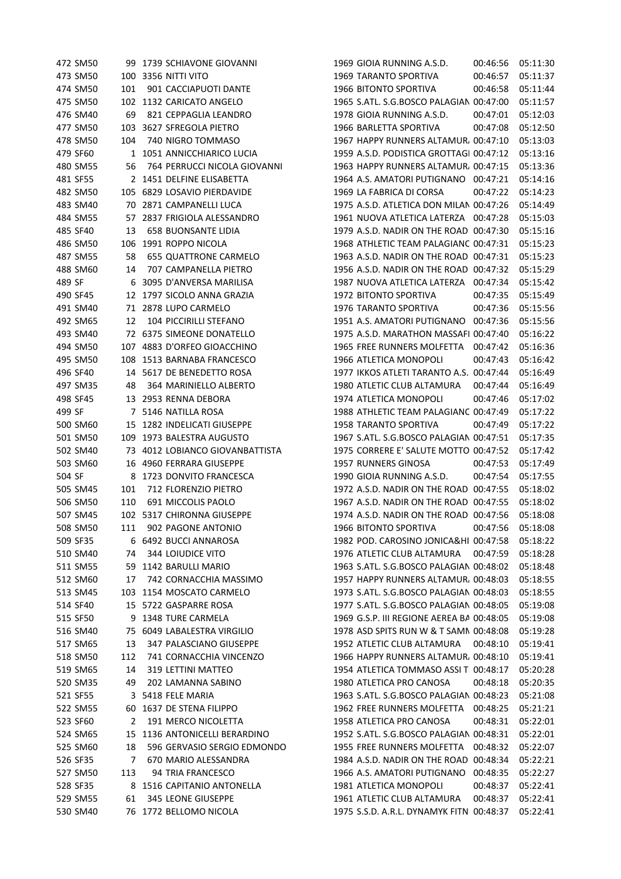| | | | | | | | | |
|---|---|---|---|---|---|---|---|---|
| 472 | SM50 | 99 | 1739 | SCHIAVONE GIOVANNI | 1969 | GIOIA RUNNING A.S.D. | 00:46:56 | 05:11:30 |
| 473 | SM50 | 100 | 3356 | NITTI VITO | 1969 | TARANTO SPORTIVA | 00:46:57 | 05:11:37 |
| 474 | SM50 | 101 | 901 | CACCIAPUOTI DANTE | 1966 | BITONTO SPORTIVA | 00:46:58 | 05:11:44 |
| 475 | SM50 | 102 | 1132 | CARICATO ANGELO | 1965 | S.ATL. S.G.BOSCO PALAGIAN | 00:47:00 | 05:11:57 |
| 476 | SM40 | 69 | 821 | CEPPAGLIA LEANDRO | 1978 | GIOIA RUNNING A.S.D. | 00:47:01 | 05:12:03 |
| 477 | SM50 | 103 | 3627 | SFREGOLA PIETRO | 1966 | BARLETTA SPORTIVA | 00:47:08 | 05:12:50 |
| 478 | SM50 | 104 | 740 | NIGRO TOMMASO | 1967 | HAPPY RUNNERS ALTAMUR | 00:47:10 | 05:13:03 |
| 479 | SF60 | 1 | 1051 | ANNICCHIARICO LUCIA | 1959 | A.S.D. PODISTICA GROTTAGI | 00:47:12 | 05:13:16 |
| 480 | SM55 | 56 | 764 | PERRUCCI NICOLA GIOVANNI | 1963 | HAPPY RUNNERS ALTAMUR | 00:47:15 | 05:13:36 |
| 481 | SF55 | 2 | 1451 | DELFINE ELISABETTA | 1964 | A.S. AMATORI PUTIGNANO | 00:47:21 | 05:14:16 |
| 482 | SM50 | 105 | 6829 | LOSAVIO PIERDAVIDE | 1969 | LA FABRICA DI CORSA | 00:47:22 | 05:14:23 |
| 483 | SM40 | 70 | 2871 | CAMPANELLI LUCA | 1975 | A.S.D. ATLETICA DON MILAN | 00:47:26 | 05:14:49 |
| 484 | SM55 | 57 | 2837 | FRIGIOLA ALESSANDRO | 1961 | NUOVA ATLETICA LATERZA | 00:47:28 | 05:15:03 |
| 485 | SF40 | 13 | 658 | BUONSANTE LIDIA | 1979 | A.S.D. NADIR ON THE ROAD | 00:47:30 | 05:15:16 |
| 486 | SM50 | 106 | 1991 | ROPPO NICOLA | 1968 | ATHLETIC TEAM PALAGIANC | 00:47:31 | 05:15:23 |
| 487 | SM55 | 58 | 655 | QUATTRONE CARMELO | 1963 | A.S.D. NADIR ON THE ROAD | 00:47:31 | 05:15:23 |
| 488 | SM60 | 14 | 707 | CAMPANELLA PIETRO | 1956 | A.S.D. NADIR ON THE ROAD | 00:47:32 | 05:15:29 |
| 489 | SF | 6 | 3095 | D'ANVERSA MARILISA | 1987 | NUOVA ATLETICA LATERZA | 00:47:34 | 05:15:42 |
| 490 | SF45 | 12 | 1797 | SICOLO ANNA GRAZIA | 1972 | BITONTO SPORTIVA | 00:47:35 | 05:15:49 |
| 491 | SM40 | 71 | 2878 | LUPO CARMELO | 1976 | TARANTO SPORTIVA | 00:47:36 | 05:15:56 |
| 492 | SM65 | 12 | 104 | PICCIRILLI STEFANO | 1951 | A.S. AMATORI PUTIGNANO | 00:47:36 | 05:15:56 |
| 493 | SM40 | 72 | 6375 | SIMEONE DONATELLO | 1975 | A.S.D. MARATHON MASSAFI | 00:47:40 | 05:16:22 |
| 494 | SM50 | 107 | 4883 | D'ORFEO GIOACCHINO | 1965 | FREE RUNNERS MOLFETTA | 00:47:42 | 05:16:36 |
| 495 | SM50 | 108 | 1513 | BARNABA FRANCESCO | 1966 | ATLETICA MONOPOLI | 00:47:43 | 05:16:42 |
| 496 | SF40 | 14 | 5617 | DE BENEDETTO ROSA | 1977 | IKKOS ATLETI TARANTO A.S. | 00:47:44 | 05:16:49 |
| 497 | SM35 | 48 | 364 | MARINIELLO ALBERTO | 1980 | ATLETIC CLUB ALTAMURA | 00:47:44 | 05:16:49 |
| 498 | SF45 | 13 | 2953 | RENNA DEBORA | 1974 | ATLETICA MONOPOLI | 00:47:46 | 05:17:02 |
| 499 | SF | 7 | 5146 | NATILLA ROSA | 1988 | ATHLETIC TEAM PALAGIANC | 00:47:49 | 05:17:22 |
| 500 | SM60 | 15 | 1282 | INDELICATI GIUSEPPE | 1958 | TARANTO SPORTIVA | 00:47:49 | 05:17:22 |
| 501 | SM50 | 109 | 1973 | BALESTRA AUGUSTO | 1967 | S.ATL. S.G.BOSCO PALAGIAN | 00:47:51 | 05:17:35 |
| 502 | SM40 | 73 | 4012 | LOBIANCO GIOVANBATTISTA | 1975 | CORRERE E' SALUTE MOTTO | 00:47:52 | 05:17:42 |
| 503 | SM60 | 16 | 4960 | FERRARA GIUSEPPE | 1957 | RUNNERS GINOSA | 00:47:53 | 05:17:49 |
| 504 | SF | 8 | 1723 | DONVITO FRANCESCA | 1990 | GIOIA RUNNING A.S.D. | 00:47:54 | 05:17:55 |
| 505 | SM45 | 101 | 712 | FLORENZIO PIETRO | 1972 | A.S.D. NADIR ON THE ROAD | 00:47:55 | 05:18:02 |
| 506 | SM50 | 110 | 691 | MICCOLIS PAOLO | 1967 | A.S.D. NADIR ON THE ROAD | 00:47:55 | 05:18:02 |
| 507 | SM45 | 102 | 5317 | CHIRONNA GIUSEPPE | 1974 | A.S.D. NADIR ON THE ROAD | 00:47:56 | 05:18:08 |
| 508 | SM50 | 111 | 902 | PAGONE ANTONIO | 1966 | BITONTO SPORTIVA | 00:47:56 | 05:18:08 |
| 509 | SF35 | 6 | 6492 | BUCCI ANNAROSA | 1982 | POD. CAROSINO JONICA&HI | 00:47:58 | 05:18:22 |
| 510 | SM40 | 74 | 344 | LOIUDICE VITO | 1976 | ATLETIC CLUB ALTAMURA | 00:47:59 | 05:18:28 |
| 511 | SM55 | 59 | 1142 | BARULLI MARIO | 1963 | S.ATL. S.G.BOSCO PALAGIAN | 00:48:02 | 05:18:48 |
| 512 | SM60 | 17 | 742 | CORNACCHIA MASSIMO | 1957 | HAPPY RUNNERS ALTAMUR | 00:48:03 | 05:18:55 |
| 513 | SM45 | 103 | 1154 | MOSCATO CARMELO | 1973 | S.ATL. S.G.BOSCO PALAGIAN | 00:48:03 | 05:18:55 |
| 514 | SF40 | 15 | 5722 | GASPARRE ROSA | 1977 | S.ATL. S.G.BOSCO PALAGIAN | 00:48:05 | 05:19:08 |
| 515 | SF50 | 9 | 1348 | TURE CARMELA | 1969 | G.S.P. III REGIONE AEREA BA | 00:48:05 | 05:19:08 |
| 516 | SM40 | 75 | 6049 | LABALESTRA VIRGILIO | 1978 | ASD SPITS RUN W & T SAMN | 00:48:08 | 05:19:28 |
| 517 | SM65 | 13 | 347 | PALASCIANO GIUSEPPE | 1952 | ATLETIC CLUB ALTAMURA | 00:48:10 | 05:19:41 |
| 518 | SM50 | 112 | 741 | CORNACCHIA VINCENZO | 1966 | HAPPY RUNNERS ALTAMUR | 00:48:10 | 05:19:41 |
| 519 | SM65 | 14 | 319 | LETTINI MATTEO | 1954 | ATLETICA TOMMASO ASSI T | 00:48:17 | 05:20:28 |
| 520 | SM35 | 49 | 202 | LAMANNA SABINO | 1980 | ATLETICA PRO CANOSA | 00:48:18 | 05:20:35 |
| 521 | SF55 | 3 | 5418 | FELE MARIA | 1963 | S.ATL. S.G.BOSCO PALAGIAN | 00:48:23 | 05:21:08 |
| 522 | SM55 | 60 | 1637 | DE STENA FILIPPO | 1962 | FREE RUNNERS MOLFETTA | 00:48:25 | 05:21:21 |
| 523 | SF60 | 2 | 191 | MERCO NICOLETTA | 1958 | ATLETICA PRO CANOSA | 00:48:31 | 05:22:01 |
| 524 | SM65 | 15 | 1136 | ANTONICELLI BERARDINO | 1952 | S.ATL. S.G.BOSCO PALAGIAN | 00:48:31 | 05:22:01 |
| 525 | SM60 | 18 | 596 | GERVASIO SERGIO EDMONDO | 1955 | FREE RUNNERS MOLFETTA | 00:48:32 | 05:22:07 |
| 526 | SF35 | 7 | 670 | MARIO ALESSANDRA | 1984 | A.S.D. NADIR ON THE ROAD | 00:48:34 | 05:22:21 |
| 527 | SM50 | 113 | 94 | TRIA FRANCESCO | 1966 | A.S. AMATORI PUTIGNANO | 00:48:35 | 05:22:27 |
| 528 | SF35 | 8 | 1516 | CAPITANIO ANTONELLA | 1981 | ATLETICA MONOPOLI | 00:48:37 | 05:22:41 |
| 529 | SM55 | 61 | 345 | LEONE GIUSEPPE | 1961 | ATLETIC CLUB ALTAMURA | 00:48:37 | 05:22:41 |
| 530 | SM40 | 76 | 1772 | BELLOMO NICOLA | 1975 | S.S.D. A.R.L. DYNAMYK FITN | 00:48:37 | 05:22:41 |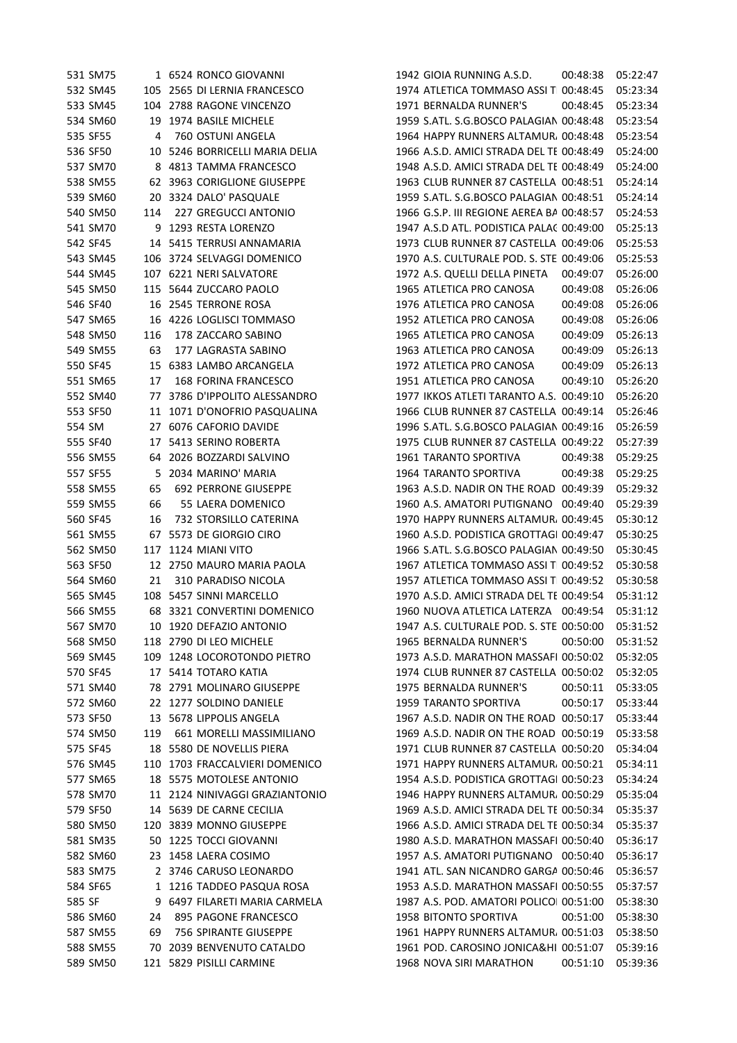| | | | | | | | |
|---|---|---|---|---|---|---|---|
| 531 | SM75 | 1 | 6524 RONCO GIOVANNI | 1942 | GIOIA RUNNING A.S.D. | 00:48:38 | 05:22:47 |
| 532 | SM45 | 105 | 2565 DI LERNIA FRANCESCO | 1974 | ATLETICA TOMMASO ASSI T | 00:48:45 | 05:23:34 |
| 533 | SM45 | 104 | 2788 RAGONE VINCENZO | 1971 | BERNALDA RUNNER'S | 00:48:45 | 05:23:34 |
| 534 | SM60 | 19 | 1974 BASILE MICHELE | 1959 | S.ATL. S.G.BOSCO PALAGIAN | 00:48:48 | 05:23:54 |
| 535 | SF55 | 4 | 760 OSTUNI ANGELA | 1964 | HAPPY RUNNERS ALTAMUR, | 00:48:48 | 05:23:54 |
| 536 | SF50 | 10 | 5246 BORRICELLI MARIA DELIA | 1966 | A.S.D. AMICI STRADA DEL TE | 00:48:49 | 05:24:00 |
| 537 | SM70 | 8 | 4813 TAMMA FRANCESCO | 1948 | A.S.D. AMICI STRADA DEL TE | 00:48:49 | 05:24:00 |
| 538 | SM55 | 62 | 3963 CORIGLIONE GIUSEPPE | 1963 | CLUB RUNNER 87 CASTELLA | 00:48:51 | 05:24:14 |
| 539 | SM60 | 20 | 3324 DALO' PASQUALE | 1959 | S.ATL. S.G.BOSCO PALAGIAN | 00:48:51 | 05:24:14 |
| 540 | SM50 | 114 | 227 GREGUCCI ANTONIO | 1966 | G.S.P. III REGIONE AEREA BA | 00:48:57 | 05:24:53 |
| 541 | SM70 | 9 | 1293 RESTA LORENZO | 1947 | A.S.D ATL. PODISTICA PALA( | 00:49:00 | 05:25:13 |
| 542 | SF45 | 14 | 5415 TERRUSI ANNAMARIA | 1973 | CLUB RUNNER 87 CASTELLA | 00:49:06 | 05:25:53 |
| 543 | SM45 | 106 | 3724 SELVAGGI DOMENICO | 1970 | A.S. CULTURALE POD. S. STE | 00:49:06 | 05:25:53 |
| 544 | SM45 | 107 | 6221 NERI SALVATORE | 1972 | A.S. QUELLI DELLA PINETA | 00:49:07 | 05:26:00 |
| 545 | SM50 | 115 | 5644 ZUCCARO PAOLO | 1965 | ATLETICA PRO CANOSA | 00:49:08 | 05:26:06 |
| 546 | SF40 | 16 | 2545 TERRONE ROSA | 1976 | ATLETICA PRO CANOSA | 00:49:08 | 05:26:06 |
| 547 | SM65 | 16 | 4226 LOGLISCI TOMMASO | 1952 | ATLETICA PRO CANOSA | 00:49:08 | 05:26:06 |
| 548 | SM50 | 116 | 178 ZACCARO SABINO | 1965 | ATLETICA PRO CANOSA | 00:49:09 | 05:26:13 |
| 549 | SM55 | 63 | 177 LAGRASTA SABINO | 1963 | ATLETICA PRO CANOSA | 00:49:09 | 05:26:13 |
| 550 | SF45 | 15 | 6383 LAMBO ARCANGELA | 1972 | ATLETICA PRO CANOSA | 00:49:09 | 05:26:13 |
| 551 | SM65 | 17 | 168 FORINA FRANCESCO | 1951 | ATLETICA PRO CANOSA | 00:49:10 | 05:26:20 |
| 552 | SM40 | 77 | 3786 D'IPPOLITO ALESSANDRO | 1977 | IKKOS ATLETI TARANTO A.S. | 00:49:10 | 05:26:20 |
| 553 | SF50 | 11 | 1071 D'ONOFRIO PASQUALINA | 1966 | CLUB RUNNER 87 CASTELLA | 00:49:14 | 05:26:46 |
| 554 | SM | 27 | 6076 CAFORIO DAVIDE | 1996 | S.ATL. S.G.BOSCO PALAGIAN | 00:49:16 | 05:26:59 |
| 555 | SF40 | 17 | 5413 SERINO ROBERTA | 1975 | CLUB RUNNER 87 CASTELLA | 00:49:22 | 05:27:39 |
| 556 | SM55 | 64 | 2026 BOZZARDI SALVINO | 1961 | TARANTO SPORTIVA | 00:49:38 | 05:29:25 |
| 557 | SF55 | 5 | 2034 MARINO' MARIA | 1964 | TARANTO SPORTIVA | 00:49:38 | 05:29:25 |
| 558 | SM55 | 65 | 692 PERRONE GIUSEPPE | 1963 | A.S.D. NADIR ON THE ROAD | 00:49:39 | 05:29:32 |
| 559 | SM55 | 66 | 55 LAERA DOMENICO | 1960 | A.S. AMATORI PUTIGNANO | 00:49:40 | 05:29:39 |
| 560 | SF45 | 16 | 732 STORSILLO CATERINA | 1970 | HAPPY RUNNERS ALTAMUR, | 00:49:45 | 05:30:12 |
| 561 | SM55 | 67 | 5573 DE GIORGIO CIRO | 1960 | A.S.D. PODISTICA GROTTAGI | 00:49:47 | 05:30:25 |
| 562 | SM50 | 117 | 1124 MIANI VITO | 1966 | S.ATL. S.G.BOSCO PALAGIAN | 00:49:50 | 05:30:45 |
| 563 | SF50 | 12 | 2750 MAURO MARIA PAOLA | 1967 | ATLETICA TOMMASO ASSI T | 00:49:52 | 05:30:58 |
| 564 | SM60 | 21 | 310 PARADISO NICOLA | 1957 | ATLETICA TOMMASO ASSI T | 00:49:52 | 05:30:58 |
| 565 | SM45 | 108 | 5457 SINNI MARCELLO | 1970 | A.S.D. AMICI STRADA DEL TE | 00:49:54 | 05:31:12 |
| 566 | SM55 | 68 | 3321 CONVERTINI DOMENICO | 1960 | NUOVA ATLETICA LATERZA | 00:49:54 | 05:31:12 |
| 567 | SM70 | 10 | 1920 DEFAZIO ANTONIO | 1947 | A.S. CULTURALE POD. S. STE | 00:50:00 | 05:31:52 |
| 568 | SM50 | 118 | 2790 DI LEO MICHELE | 1965 | BERNALDA RUNNER'S | 00:50:00 | 05:31:52 |
| 569 | SM45 | 109 | 1248 LOCOROTONDO PIETRO | 1973 | A.S.D. MARATHON MASSAFI | 00:50:02 | 05:32:05 |
| 570 | SF45 | 17 | 5414 TOTARO KATIA | 1974 | CLUB RUNNER 87 CASTELLA | 00:50:02 | 05:32:05 |
| 571 | SM40 | 78 | 2791 MOLINARO GIUSEPPE | 1975 | BERNALDA RUNNER'S | 00:50:11 | 05:33:05 |
| 572 | SM60 | 22 | 1277 SOLDINO DANIELE | 1959 | TARANTO SPORTIVA | 00:50:17 | 05:33:44 |
| 573 | SF50 | 13 | 5678 LIPPOLIS ANGELA | 1967 | A.S.D. NADIR ON THE ROAD | 00:50:17 | 05:33:44 |
| 574 | SM50 | 119 | 661 MORELLI MASSIMILIANO | 1969 | A.S.D. NADIR ON THE ROAD | 00:50:19 | 05:33:58 |
| 575 | SF45 | 18 | 5580 DE NOVELLIS PIERA | 1971 | CLUB RUNNER 87 CASTELLA | 00:50:20 | 05:34:04 |
| 576 | SM45 | 110 | 1703 FRACCALVIERI DOMENICO | 1971 | HAPPY RUNNERS ALTAMUR, | 00:50:21 | 05:34:11 |
| 577 | SM65 | 18 | 5575 MOTOLESE ANTONIO | 1954 | A.S.D. PODISTICA GROTTAGI | 00:50:23 | 05:34:24 |
| 578 | SM70 | 11 | 2124 NINIVAGGI GRAZIANTONIO | 1946 | HAPPY RUNNERS ALTAMUR, | 00:50:29 | 05:35:04 |
| 579 | SF50 | 14 | 5639 DE CARNE CECILIA | 1969 | A.S.D. AMICI STRADA DEL TE | 00:50:34 | 05:35:37 |
| 580 | SM50 | 120 | 3839 MONNO GIUSEPPE | 1966 | A.S.D. AMICI STRADA DEL TE | 00:50:34 | 05:35:37 |
| 581 | SM35 | 50 | 1225 TOCCI GIOVANNI | 1980 | A.S.D. MARATHON MASSAFI | 00:50:40 | 05:36:17 |
| 582 | SM60 | 23 | 1458 LAERA COSIMO | 1957 | A.S. AMATORI PUTIGNANO | 00:50:40 | 05:36:17 |
| 583 | SM75 | 2 | 3746 CARUSO LEONARDO | 1941 | ATL. SAN NICANDRO GARGA | 00:50:46 | 05:36:57 |
| 584 | SF65 | 1 | 1216 TADDEO PASQUA ROSA | 1953 | A.S.D. MARATHON MASSAFI | 00:50:55 | 05:37:57 |
| 585 | SF | 9 | 6497 FILARETI MARIA CARMELA | 1987 | A.S. POD. AMATORI POLICO | 00:51:00 | 05:38:30 |
| 586 | SM60 | 24 | 895 PAGONE FRANCESCO | 1958 | BITONTO SPORTIVA | 00:51:00 | 05:38:30 |
| 587 | SM55 | 69 | 756 SPIRANTE GIUSEPPE | 1961 | HAPPY RUNNERS ALTAMUR, | 00:51:03 | 05:38:50 |
| 588 | SM55 | 70 | 2039 BENVENUTO CATALDO | 1961 | POD. CAROSINO JONICA&HI | 00:51:07 | 05:39:16 |
| 589 | SM50 | 121 | 5829 PISILLI CARMINE | 1968 | NOVA SIRI MARATHON | 00:51:10 | 05:39:36 |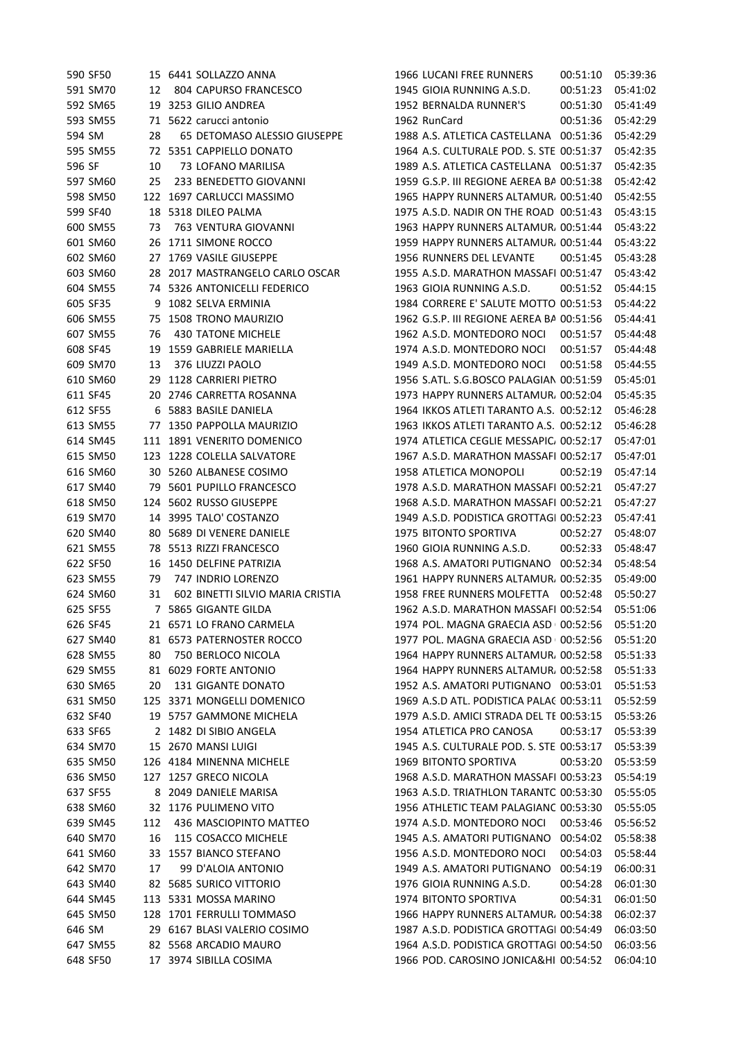| | | | | | | | | |
|---|---|---|---|---|---|---|---|---|
| 590 | SF50 | 15 | 6441 | SOLLAZZO ANNA | 1966 | LUCANI FREE RUNNERS | 00:51:10 | 05:39:36 |
| 591 | SM70 | 12 | 804 | CAPURSO FRANCESCO | 1945 | GIOIA RUNNING A.S.D. | 00:51:23 | 05:41:02 |
| 592 | SM65 | 19 | 3253 | GILIO ANDREA | 1952 | BERNALDA RUNNER'S | 00:51:30 | 05:41:49 |
| 593 | SM55 | 71 | 5622 | carucci antonio | 1962 | RunCard | 00:51:36 | 05:42:29 |
| 594 | SM | 28 | 65 | DETOMASO ALESSIO GIUSEPPE | 1988 | A.S. ATLETICA CASTELLANA | 00:51:36 | 05:42:29 |
| 595 | SM55 | 72 | 5351 | CAPPIELLO DONATO | 1964 | A.S. CULTURALE POD. S. STE | 00:51:37 | 05:42:35 |
| 596 | SF | 10 | 73 | LOFANO MARILISA | 1989 | A.S. ATLETICA CASTELLANA | 00:51:37 | 05:42:35 |
| 597 | SM60 | 25 | 233 | BENEDETTO GIOVANNI | 1959 | G.S.P. III REGIONE AEREA BA | 00:51:38 | 05:42:42 |
| 598 | SM50 | 122 | 1697 | CARLUCCI MASSIMO | 1965 | HAPPY RUNNERS ALTAMUR | 00:51:40 | 05:42:55 |
| 599 | SF40 | 18 | 5318 | DILEO PALMA | 1975 | A.S.D. NADIR ON THE ROAD | 00:51:43 | 05:43:15 |
| 600 | SM55 | 73 | 763 | VENTURA GIOVANNI | 1963 | HAPPY RUNNERS ALTAMUR | 00:51:44 | 05:43:22 |
| 601 | SM60 | 26 | 1711 | SIMONE ROCCO | 1959 | HAPPY RUNNERS ALTAMUR | 00:51:44 | 05:43:22 |
| 602 | SM60 | 27 | 1769 | VASILE GIUSEPPE | 1956 | RUNNERS DEL LEVANTE | 00:51:45 | 05:43:28 |
| 603 | SM60 | 28 | 2017 | MASTRANGELO CARLO OSCAR | 1955 | A.S.D. MARATHON MASSAFI | 00:51:47 | 05:43:42 |
| 604 | SM55 | 74 | 5326 | ANTONICELLI FEDERICO | 1963 | GIOIA RUNNING A.S.D. | 00:51:52 | 05:44:15 |
| 605 | SF35 | 9 | 1082 | SELVA ERMINIA | 1984 | CORRERE E' SALUTE MOTTO | 00:51:53 | 05:44:22 |
| 606 | SM55 | 75 | 1508 | TRONO MAURIZIO | 1962 | G.S.P. III REGIONE AEREA BA | 00:51:56 | 05:44:41 |
| 607 | SM55 | 76 | 430 | TATONE MICHELE | 1962 | A.S.D. MONTEDORO NOCI | 00:51:57 | 05:44:48 |
| 608 | SF45 | 19 | 1559 | GABRIELE MARIELLA | 1974 | A.S.D. MONTEDORO NOCI | 00:51:57 | 05:44:48 |
| 609 | SM70 | 13 | 376 | LIUZZI PAOLO | 1949 | A.S.D. MONTEDORO NOCI | 00:51:58 | 05:44:55 |
| 610 | SM60 | 29 | 1128 | CARRIERI PIETRO | 1956 | S.ATL. S.G.BOSCO PALAGIAN | 00:51:59 | 05:45:01 |
| 611 | SF45 | 20 | 2746 | CARRETTA ROSANNA | 1973 | HAPPY RUNNERS ALTAMUR | 00:52:04 | 05:45:35 |
| 612 | SF55 | 6 | 5883 | BASILE DANIELA | 1964 | IKKOS ATLETI TARANTO A.S. | 00:52:12 | 05:46:28 |
| 613 | SM55 | 77 | 1350 | PAPPOLLA MAURIZIO | 1963 | IKKOS ATLETI TARANTO A.S. | 00:52:12 | 05:46:28 |
| 614 | SM45 | 111 | 1891 | VENERITO DOMENICO | 1974 | ATLETICA CEGLIE MESSAPIC | 00:52:17 | 05:47:01 |
| 615 | SM50 | 123 | 1228 | COLELLA SALVATORE | 1967 | A.S.D. MARATHON MASSAFI | 00:52:17 | 05:47:01 |
| 616 | SM60 | 30 | 5260 | ALBANESE COSIMO | 1958 | ATLETICA MONOPOLI | 00:52:19 | 05:47:14 |
| 617 | SM40 | 79 | 5601 | PUPILLO FRANCESCO | 1978 | A.S.D. MARATHON MASSAFI | 00:52:21 | 05:47:27 |
| 618 | SM50 | 124 | 5602 | RUSSO GIUSEPPE | 1968 | A.S.D. MARATHON MASSAFI | 00:52:21 | 05:47:27 |
| 619 | SM70 | 14 | 3995 | TALO' COSTANZO | 1949 | A.S.D. PODISTICA GROTTAGI | 00:52:23 | 05:47:41 |
| 620 | SM40 | 80 | 5689 | DI VENERE DANIELE | 1975 | BITONTO SPORTIVA | 00:52:27 | 05:48:07 |
| 621 | SM55 | 78 | 5513 | RIZZI FRANCESCO | 1960 | GIOIA RUNNING A.S.D. | 00:52:33 | 05:48:47 |
| 622 | SF50 | 16 | 1450 | DELFINE PATRIZIA | 1968 | A.S. AMATORI PUTIGNANO | 00:52:34 | 05:48:54 |
| 623 | SM55 | 79 | 747 | INDRIO LORENZO | 1961 | HAPPY RUNNERS ALTAMUR | 00:52:35 | 05:49:00 |
| 624 | SM60 | 31 | 602 | BINETTI SILVIO MARIA CRISTIA | 1958 | FREE RUNNERS MOLFETTA | 00:52:48 | 05:50:27 |
| 625 | SF55 | 7 | 5865 | GIGANTE GILDA | 1962 | A.S.D. MARATHON MASSAFI | 00:52:54 | 05:51:06 |
| 626 | SF45 | 21 | 6571 | LO FRANO CARMELA | 1974 | POL. MAGNA GRAECIA ASD | 00:52:56 | 05:51:20 |
| 627 | SM40 | 81 | 6573 | PATERNOSTER ROCCO | 1977 | POL. MAGNA GRAECIA ASD | 00:52:56 | 05:51:20 |
| 628 | SM55 | 80 | 750 | BERLOCO NICOLA | 1964 | HAPPY RUNNERS ALTAMUR | 00:52:58 | 05:51:33 |
| 629 | SM55 | 81 | 6029 | FORTE ANTONIO | 1964 | HAPPY RUNNERS ALTAMUR | 00:52:58 | 05:51:33 |
| 630 | SM65 | 20 | 131 | GIGANTE DONATO | 1952 | A.S. AMATORI PUTIGNANO | 00:53:01 | 05:51:53 |
| 631 | SM50 | 125 | 3371 | MONGELLI DOMENICO | 1969 | A.S.D ATL. PODISTICA PALAC | 00:53:11 | 05:52:59 |
| 632 | SF40 | 19 | 5757 | GAMMONE MICHELA | 1979 | A.S.D. AMICI STRADA DEL TE | 00:53:15 | 05:53:26 |
| 633 | SF65 | 2 | 1482 | DI SIBIO ANGELA | 1954 | ATLETICA PRO CANOSA | 00:53:17 | 05:53:39 |
| 634 | SM70 | 15 | 2670 | MANSI LUIGI | 1945 | A.S. CULTURALE POD. S. STE | 00:53:17 | 05:53:39 |
| 635 | SM50 | 126 | 4184 | MINENNA MICHELE | 1969 | BITONTO SPORTIVA | 00:53:20 | 05:53:59 |
| 636 | SM50 | 127 | 1257 | GRECO NICOLA | 1968 | A.S.D. MARATHON MASSAFI | 00:53:23 | 05:54:19 |
| 637 | SF55 | 8 | 2049 | DANIELE MARISA | 1963 | A.S.D. TRIATHLON TARANTC | 00:53:30 | 05:55:05 |
| 638 | SM60 | 32 | 1176 | PULIMENO VITO | 1956 | ATHLETIC TEAM PALAGIANC | 00:53:30 | 05:55:05 |
| 639 | SM45 | 112 | 436 | MASCIOPINTO MATTEO | 1974 | A.S.D. MONTEDORO NOCI | 00:53:46 | 05:56:52 |
| 640 | SM70 | 16 | 115 | COSACCO MICHELE | 1945 | A.S. AMATORI PUTIGNANO | 00:54:02 | 05:58:38 |
| 641 | SM60 | 33 | 1557 | BIANCO STEFANO | 1956 | A.S.D. MONTEDORO NOCI | 00:54:03 | 05:58:44 |
| 642 | SM70 | 17 | 99 | D'ALOIA ANTONIO | 1949 | A.S. AMATORI PUTIGNANO | 00:54:19 | 06:00:31 |
| 643 | SM40 | 82 | 5685 | SURICO VITTORIO | 1976 | GIOIA RUNNING A.S.D. | 00:54:28 | 06:01:30 |
| 644 | SM45 | 113 | 5331 | MOSSA MARINO | 1974 | BITONTO SPORTIVA | 00:54:31 | 06:01:50 |
| 645 | SM50 | 128 | 1701 | FERRULLI TOMMASO | 1966 | HAPPY RUNNERS ALTAMUR | 00:54:38 | 06:02:37 |
| 646 | SM | 29 | 6167 | BLASI VALERIO COSIMO | 1987 | A.S.D. PODISTICA GROTTAGI | 00:54:49 | 06:03:50 |
| 647 | SM55 | 82 | 5568 | ARCADIO MAURO | 1964 | A.S.D. PODISTICA GROTTAGI | 00:54:50 | 06:03:56 |
| 648 | SF50 | 17 | 3974 | SIBILLA COSIMA | 1966 | POD. CAROSINO JONICA&HI | 00:54:52 | 06:04:10 |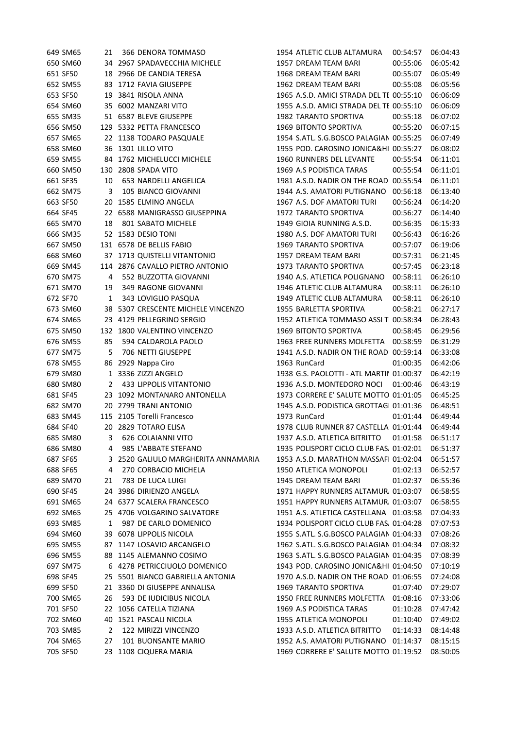| | | | | | | | | |
|---|---|---|---|---|---|---|---|---|
| 649 | SM65 | 21 | 366 | DENORA TOMMASO | 1954 | ATLETIC CLUB ALTAMURA | 00:54:57 | 06:04:43 |
| 650 | SM60 | 34 | 2967 | SPADAVECCHIA MICHELE | 1957 | DREAM TEAM BARI | 00:55:06 | 06:05:42 |
| 651 | SF50 | 18 | 2966 | DE CANDIA TERESA | 1968 | DREAM TEAM BARI | 00:55:07 | 06:05:49 |
| 652 | SM55 | 83 | 1712 | FAVIA GIUSEPPE | 1962 | DREAM TEAM BARI | 00:55:08 | 06:05:56 |
| 653 | SF50 | 19 | 3841 | RISOLA ANNA | 1965 | A.S.D. AMICI STRADA DEL TE | 00:55:10 | 06:06:09 |
| 654 | SM60 | 35 | 6002 | MANZARI VITO | 1955 | A.S.D. AMICI STRADA DEL TE | 00:55:10 | 06:06:09 |
| 655 | SM35 | 51 | 6587 | BLEVE GIUSEPPE | 1982 | TARANTO SPORTIVA | 00:55:18 | 06:07:02 |
| 656 | SM50 | 129 | 5332 | PETTA FRANCESCO | 1969 | BITONTO SPORTIVA | 00:55:20 | 06:07:15 |
| 657 | SM65 | 22 | 1138 | TODARO PASQUALE | 1954 | S.ATL. S.G.BOSCO PALAGIAN | 00:55:25 | 06:07:49 |
| 658 | SM60 | 36 | 1301 | LILLO VITO | 1955 | POD. CAROSINO JONICA&HI | 00:55:27 | 06:08:02 |
| 659 | SM55 | 84 | 1762 | MICHELUCCI MICHELE | 1960 | RUNNERS DEL LEVANTE | 00:55:54 | 06:11:01 |
| 660 | SM50 | 130 | 2808 | SPADA VITO | 1969 | A.S PODISTICA TARAS | 00:55:54 | 06:11:01 |
| 661 | SF35 | 10 | 653 | NARDELLI ANGELICA | 1981 | A.S.D. NADIR ON THE ROAD | 00:55:54 | 06:11:01 |
| 662 | SM75 | 3 | 105 | BIANCO GIOVANNI | 1944 | A.S. AMATORI PUTIGNANO | 00:56:18 | 06:13:40 |
| 663 | SF50 | 20 | 1585 | ELMINO ANGELA | 1967 | A.S. DOF AMATORI TURI | 00:56:24 | 06:14:20 |
| 664 | SF45 | 22 | 6588 | MANIGRASSO GIUSEPPINA | 1972 | TARANTO SPORTIVA | 00:56:27 | 06:14:40 |
| 665 | SM70 | 18 | 801 | SABATO MICHELE | 1949 | GIOIA RUNNING A.S.D. | 00:56:35 | 06:15:33 |
| 666 | SM35 | 52 | 1583 | DESIO TONI | 1980 | A.S. DOF AMATORI TURI | 00:56:43 | 06:16:26 |
| 667 | SM50 | 131 | 6578 | DE BELLIS FABIO | 1969 | TARANTO SPORTIVA | 00:57:07 | 06:19:06 |
| 668 | SM60 | 37 | 1713 | QUISTELLI VITANTONIO | 1957 | DREAM TEAM BARI | 00:57:31 | 06:21:45 |
| 669 | SM45 | 114 | 2876 | CAVALLO PIETRO ANTONIO | 1973 | TARANTO SPORTIVA | 00:57:45 | 06:23:18 |
| 670 | SM75 | 4 | 552 | BUZZOTTA GIOVANNI | 1940 | A.S. ATLETICA POLIGNANO | 00:58:11 | 06:26:10 |
| 671 | SM70 | 19 | 349 | RAGONE GIOVANNI | 1946 | ATLETIC CLUB ALTAMURA | 00:58:11 | 06:26:10 |
| 672 | SF70 | 1 | 343 | LOVIGLIO PASQUA | 1949 | ATLETIC CLUB ALTAMURA | 00:58:11 | 06:26:10 |
| 673 | SM60 | 38 | 5307 | CRESCENTE MICHELE VINCENZO | 1955 | BARLETTA SPORTIVA | 00:58:21 | 06:27:17 |
| 674 | SM65 | 23 | 4129 | PELLEGRINO SERGIO | 1952 | ATLETICA TOMMASO ASSI T | 00:58:34 | 06:28:43 |
| 675 | SM50 | 132 | 1800 | VALENTINO VINCENZO | 1969 | BITONTO SPORTIVA | 00:58:45 | 06:29:56 |
| 676 | SM55 | 85 | 594 | CALDAROLA PAOLO | 1963 | FREE RUNNERS MOLFETTA | 00:58:59 | 06:31:29 |
| 677 | SM75 | 5 | 706 | NETTI GIUSEPPE | 1941 | A.S.D. NADIR ON THE ROAD | 00:59:14 | 06:33:08 |
| 678 | SM55 | 86 | 2929 | Nappa Ciro | 1963 | RunCard | 01:00:35 | 06:42:06 |
| 679 | SM80 | 1 | 3336 | ZIZZI ANGELO | 1938 | G.S. PAOLOTTI - ATL MARTIN | 01:00:37 | 06:42:19 |
| 680 | SM80 | 2 | 433 | LIPPOLIS VITANTONIO | 1936 | A.S.D. MONTEDORO NOCI | 01:00:46 | 06:43:19 |
| 681 | SF45 | 23 | 1092 | MONTANARO ANTONELLA | 1973 | CORRERE E' SALUTE MOTTO | 01:01:05 | 06:45:25 |
| 682 | SM70 | 20 | 2799 | TRANI ANTONIO | 1945 | A.S.D. PODISTICA GROTTAGI | 01:01:36 | 06:48:51 |
| 683 | SM45 | 115 | 2105 | Torelli Francesco | 1973 | RunCard | 01:01:44 | 06:49:44 |
| 684 | SF40 | 20 | 2829 | TOTARO ELISA | 1978 | CLUB RUNNER 87 CASTELLA | 01:01:44 | 06:49:44 |
| 685 | SM80 | 3 | 626 | COLAIANNI VITO | 1937 | A.S.D. ATLETICA BITRITTO | 01:01:58 | 06:51:17 |
| 686 | SM80 | 4 | 985 | L'ABBATE STEFANO | 1935 | POLISPORT CICLO CLUB FAS | 01:02:01 | 06:51:37 |
| 687 | SF65 | 3 | 2520 | GALIULO MARGHERITA ANNAMARIA | 1953 | A.S.D. MARATHON MASSAFI | 01:02:04 | 06:51:57 |
| 688 | SF65 | 4 | 270 | CORBACIO MICHELA | 1950 | ATLETICA MONOPOLI | 01:02:13 | 06:52:57 |
| 689 | SM70 | 21 | 783 | DE LUCA LUIGI | 1945 | DREAM TEAM BARI | 01:02:37 | 06:55:36 |
| 690 | SF45 | 24 | 3986 | DIRIENZO ANGELA | 1971 | HAPPY RUNNERS ALTAMUR | 01:03:07 | 06:58:55 |
| 691 | SM65 | 24 | 6377 | SCALERA FRANCESCO | 1951 | HAPPY RUNNERS ALTAMUR | 01:03:07 | 06:58:55 |
| 692 | SM65 | 25 | 4706 | VOLGARINO SALVATORE | 1951 | A.S. ATLETICA CASTELLANA | 01:03:58 | 07:04:33 |
| 693 | SM85 | 1 | 987 | DE CARLO DOMENICO | 1934 | POLISPORT CICLO CLUB FAS | 01:04:28 | 07:07:53 |
| 694 | SM60 | 39 | 6078 | LIPPOLIS NICOLA | 1955 | S.ATL. S.G.BOSCO PALAGIAN | 01:04:33 | 07:08:26 |
| 695 | SM55 | 87 | 1147 | LOSAVIO ARCANGELO | 1962 | S.ATL. S.G.BOSCO PALAGIAN | 01:04:34 | 07:08:32 |
| 696 | SM55 | 88 | 1145 | ALEMANNO COSIMO | 1963 | S.ATL. S.G.BOSCO PALAGIAN | 01:04:35 | 07:08:39 |
| 697 | SM75 | 6 | 4278 | PETRICCIUOLO DOMENICO | 1943 | POD. CAROSINO JONICA&HI | 01:04:50 | 07:10:19 |
| 698 | SF45 | 25 | 5501 | BIANCO GABRIELLA ANTONIA | 1970 | A.S.D. NADIR ON THE ROAD | 01:06:55 | 07:24:08 |
| 699 | SF50 | 21 | 3360 | DI GIUSEPPE ANNALISA | 1969 | TARANTO SPORTIVA | 01:07:40 | 07:29:07 |
| 700 | SM65 | 26 | 593 | DE IUDICIBUS NICOLA | 1950 | FREE RUNNERS MOLFETTA | 01:08:16 | 07:33:06 |
| 701 | SF50 | 22 | 1056 | CATELLA TIZIANA | 1969 | A.S PODISTICA TARAS | 01:10:28 | 07:47:42 |
| 702 | SM60 | 40 | 1521 | PASCALI NICOLA | 1955 | ATLETICA MONOPOLI | 01:10:40 | 07:49:02 |
| 703 | SM85 | 2 | 122 | MIRIZZI VINCENZO | 1933 | A.S.D. ATLETICA BITRITTO | 01:14:33 | 08:14:48 |
| 704 | SM65 | 27 | 101 | BUONSANTE MARIO | 1952 | A.S. AMATORI PUTIGNANO | 01:14:37 | 08:15:15 |
| 705 | SF50 | 23 | 1108 | CIQUERA MARIA | 1969 | CORRERE E' SALUTE MOTTO | 01:19:52 | 08:50:05 |